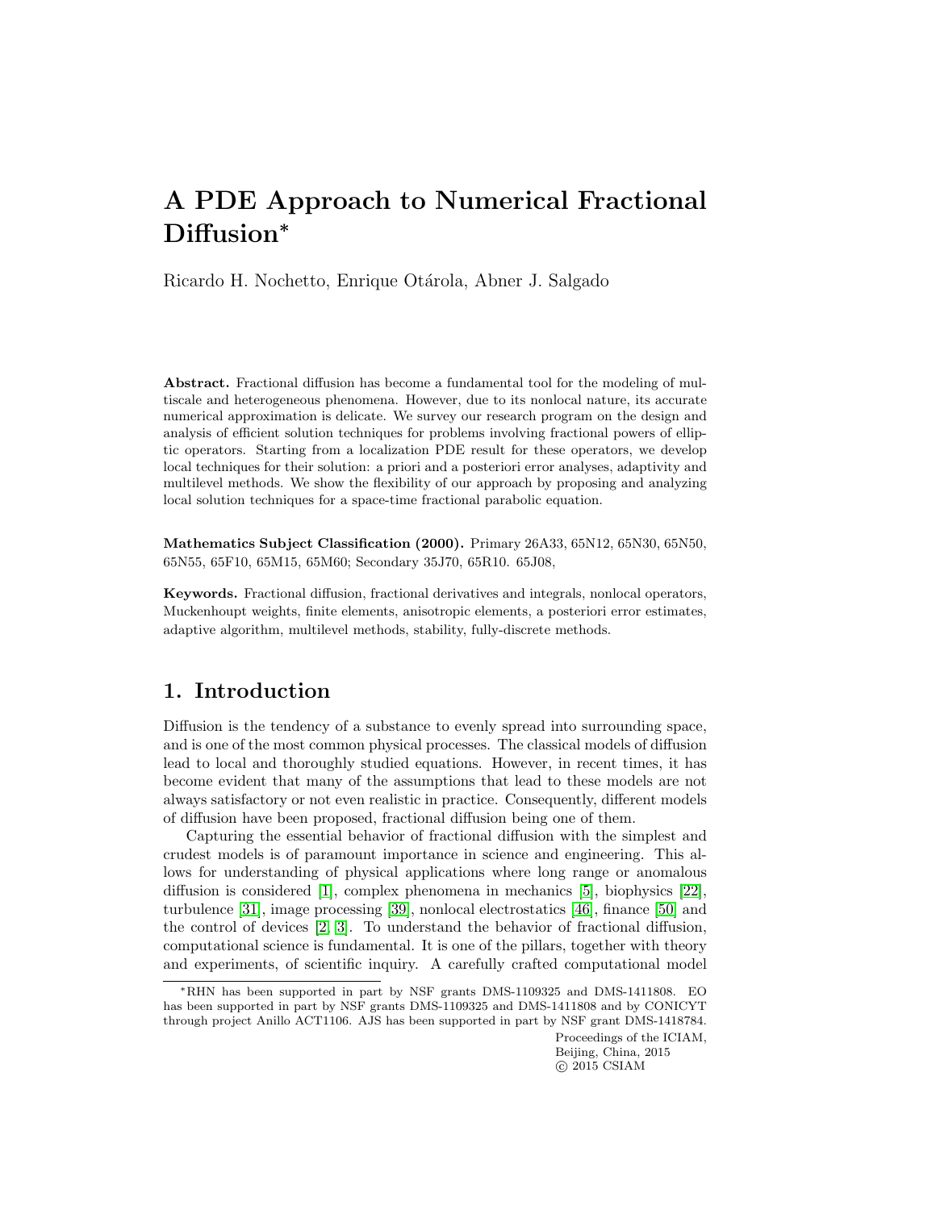# A PDE Approach to Numerical Fractional Diffusion*

Ricardo H. Nochetto, Enrique Otárola, Abner J. Salgado

**Abstract.** Fractional diffusion has become a fundamental tool for the modeling of multiscale and heterogeneous phenomena. However, due to its nonlocal nature, its accurate numerical approximation is delicate. We survey our research program on the design and analysis of efficient solution techniques for problems involving fractional powers of elliptic operators. Starting from a localization PDE result for these operators, we develop local techniques for their solution: a priori and a posteriori error analyses, adaptivity and multilevel methods. We show the flexibility of our approach by proposing and analyzing local solution techniques for a space-time fractional parabolic equation.

**Mathematics Subject Classification (2000).** Primary 26A33, 65N12, 65N30, 65N50, 65N55, 65F10, 65M15, 65M60; Secondary 35J70, 65R10. 65J08,

**Keywords.** Fractional diffusion, fractional derivatives and integrals, nonlocal operators, Muckenhoupt weights, finite elements, anisotropic elements, a posteriori error estimates, adaptive algorithm, multilevel methods, stability, fully-discrete methods.

## 1. Introduction

Diffusion is the tendency of a substance to evenly spread into surrounding space, and is one of the most common physical processes. The classical models of diffusion lead to local and thoroughly studied equations. However, in recent times, it has become evident that many of the assumptions that lead to these models are not always satisfactory or not even realistic in practice. Consequently, different models of diffusion have been proposed, fractional diffusion being one of them.

Capturing the essential behavior of fractional diffusion with the simplest and crudest models is of paramount importance in science and engineering. This allows for understanding of physical applications where long range or anomalous diffusion is considered [1], complex phenomena in mechanics [5], biophysics [22], turbulence [31], image processing [39], nonlocal electrostatics [46], finance [50] and the control of devices [2, 3]. To understand the behavior of fractional diffusion, computational science is fundamental. It is one of the pillars, together with theory and experiments, of scientific inquiry. A carefully crafted computational model

*RHN has been supported in part by NSF grants DMS-1109325 and DMS-1411808. EO has been supported in part by NSF grants DMS-1109325 and DMS-1411808 and by CONICYT through project Anillo ACT1106. AJS has been supported in part by NSF grant DMS-1418784.

Proceedings of the ICIAM, Beijing, China, 2015
© 2015 CSIAM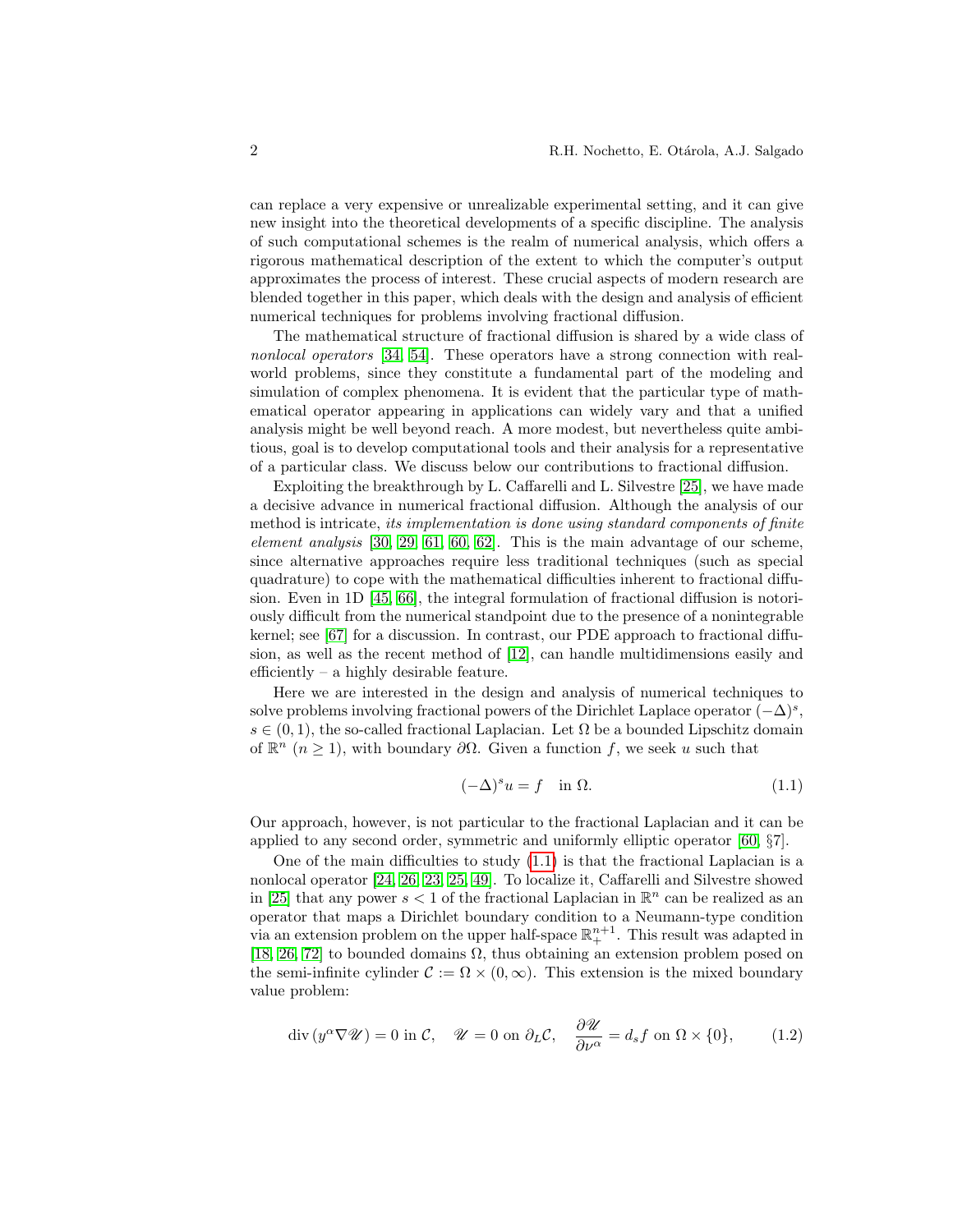can replace a very expensive or unrealizable experimental setting, and it can give new insight into the theoretical developments of a specific discipline. The analysis of such computational schemes is the realm of numerical analysis, which offers a rigorous mathematical description of the extent to which the computer's output approximates the process of interest. These crucial aspects of modern research are blended together in this paper, which deals with the design and analysis of efficient numerical techniques for problems involving fractional diffusion.

The mathematical structure of fractional diffusion is shared by a wide class of *nonlocal operators* [34, 54]. These operators have a strong connection with real-world problems, since they constitute a fundamental part of the modeling and simulation of complex phenomena. It is evident that the particular type of mathematical operator appearing in applications can widely vary and that a unified analysis might be well beyond reach. A more modest, but nevertheless quite ambitious, goal is to develop computational tools and their analysis for a representative of a particular class. We discuss below our contributions to fractional diffusion.

Exploiting the breakthrough by L. Caffarelli and L. Silvestre [25], we have made a decisive advance in numerical fractional diffusion. Although the analysis of our method is intricate, *its implementation is done using standard components of finite element analysis* [30, 29, 61, 60, 62]. This is the main advantage of our scheme, since alternative approaches require less traditional techniques (such as special quadrature) to cope with the mathematical difficulties inherent to fractional diffusion. Even in 1D [45, 66], the integral formulation of fractional diffusion is notoriously difficult from the numerical standpoint due to the presence of a nonintegrable kernel; see [67] for a discussion. In contrast, our PDE approach to fractional diffusion, as well as the recent method of [12], can handle multidimensions easily and efficiently – a highly desirable feature.

Here we are interested in the design and analysis of numerical techniques to solve problems involving fractional powers of the Dirichlet Laplace operator $(-\Delta)^s$, $s \in (0,1)$, the so-called fractional Laplacian. Let $\Omega$ be a bounded Lipschitz domain of $\mathbb{R}^n$ ($n \geq 1$), with boundary $\partial\Omega$. Given a function $f$, we seek $u$ such that

$$(-\Delta)^s u = f \quad \text{in } \Omega. \tag{1.1}$$

Our approach, however, is not particular to the fractional Laplacian and it can be applied to any second order, symmetric and uniformly elliptic operator [60, §7].

One of the main difficulties to study (1.1) is that the fractional Laplacian is a nonlocal operator [24, 26, 23, 25, 49]. To localize it, Caffarelli and Silvestre showed in [25] that any power $s < 1$ of the fractional Laplacian in $\mathbb{R}^n$ can be realized as an operator that maps a Dirichlet boundary condition to a Neumann-type condition via an extension problem on the upper half-space $\mathbb{R}^{n+1}_+$. This result was adapted in [18, 26, 72] to bounded domains $\Omega$, thus obtaining an extension problem posed on the semi-infinite cylinder $\mathcal{C} := \Omega \times (0,\infty)$. This extension is the mixed boundary value problem:

$$\operatorname{div}(y^\alpha \nabla \mathscr{U}) = 0 \text{ in } \mathcal{C}, \quad \mathscr{U} = 0 \text{ on } \partial_L \mathcal{C}, \quad \frac{\partial \mathscr{U}}{\partial \nu^\alpha} = d_s f \text{ on } \Omega \times \{0\}, \tag{1.2}$$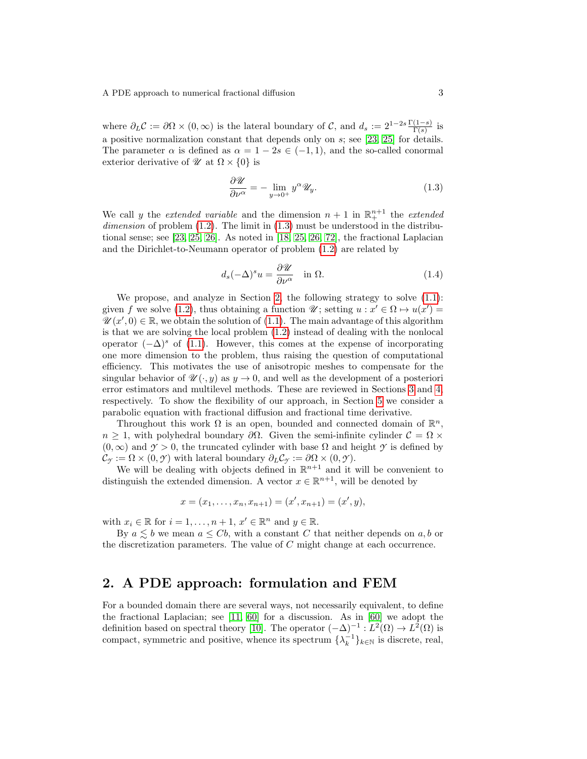where $\partial_L \mathcal{C} := \partial\Omega \times (0,\infty)$ is the lateral boundary of $\mathcal{C}$, and $d_s := 2^{1-2s}\frac{\Gamma(1-s)}{\Gamma(s)}$ is a positive normalization constant that depends only on $s$; see [23, 25] for details. The parameter $\alpha$ is defined as $\alpha = 1-2s \in (-1,1)$, and the so-called conormal exterior derivative of $\mathscr{U}$ at $\Omega \times \{0\}$ is

$$\frac{\partial \mathscr{U}}{\partial \nu^\alpha} = -\lim_{y\to 0^+} y^\alpha \mathscr{U}_y. \tag{1.3}$$

We call $y$ the *extended variable* and the dimension $n+1$ in $\mathbb{R}^{n+1}_+$ the *extended dimension* of problem (1.2). The limit in (1.3) must be understood in the distributional sense; see [23, 25, 26]. As noted in [18, 25, 26, 72], the fractional Laplacian and the Dirichlet-to-Neumann operator of problem (1.2) are related by

$$d_s(-\Delta)^s u = \frac{\partial \mathscr{U}}{\partial \nu^\alpha} \quad \text{in } \Omega. \tag{1.4}$$

We propose, and analyze in Section 2, the following strategy to solve (1.1): given $f$ we solve (1.2), thus obtaining a function $\mathscr{U}$; setting $u : x' \in \Omega \mapsto u(x') = \mathscr{U}(x',0) \in \mathbb{R}$, we obtain the solution of (1.1). The main advantage of this algorithm is that we are solving the local problem (1.2) instead of dealing with the nonlocal operator $(-\Delta)^s$ of (1.1). However, this comes at the expense of incorporating one more dimension to the problem, thus raising the question of computational efficiency. This motivates the use of anisotropic meshes to compensate for the singular behavior of $\mathscr{U}(\cdot,y)$ as $y \to 0$, and well as the development of a posteriori error estimators and multilevel methods. These are reviewed in Sections 3 and 4, respectively. To show the flexibility of our approach, in Section 5 we consider a parabolic equation with fractional diffusion and fractional time derivative.

Throughout this work $\Omega$ is an open, bounded and connected domain of $\mathbb{R}^n$, $n \geq 1$, with polyhedral boundary $\partial\Omega$. Given the semi-infinite cylinder $\mathcal{C} = \Omega \times (0,\infty)$ and $\mathcal{Y} > 0$, the truncated cylinder with base $\Omega$ and height $\mathcal{Y}$ is defined by $\mathcal{C}_\mathcal{Y} := \Omega \times (0,\mathcal{Y})$ with lateral boundary $\partial_L \mathcal{C}_\mathcal{Y} := \partial\Omega \times (0,\mathcal{Y})$.

We will be dealing with objects defined in $\mathbb{R}^{n+1}$ and it will be convenient to distinguish the extended dimension. A vector $x \in \mathbb{R}^{n+1}$, will be denoted by

$$x = (x_1, \ldots, x_n, x_{n+1}) = (x', x_{n+1}) = (x', y),$$

with $x_i \in \mathbb{R}$ for $i = 1, \ldots, n+1$, $x' \in \mathbb{R}^n$ and $y \in \mathbb{R}$.

By $a \lesssim b$ we mean $a \leq Cb$, with a constant $C$ that neither depends on $a, b$ or the discretization parameters. The value of $C$ might change at each occurrence.

## 2. A PDE approach: formulation and FEM

For a bounded domain there are several ways, not necessarily equivalent, to define the fractional Laplacian; see [11, 60] for a discussion. As in [60] we adopt the definition based on spectral theory [10]. The operator $(-\Delta)^{-1} : L^2(\Omega) \to L^2(\Omega)$ is compact, symmetric and positive, whence its spectrum $\{\lambda_k^{-1}\}_{k\in\mathbb{N}}$ is discrete, real,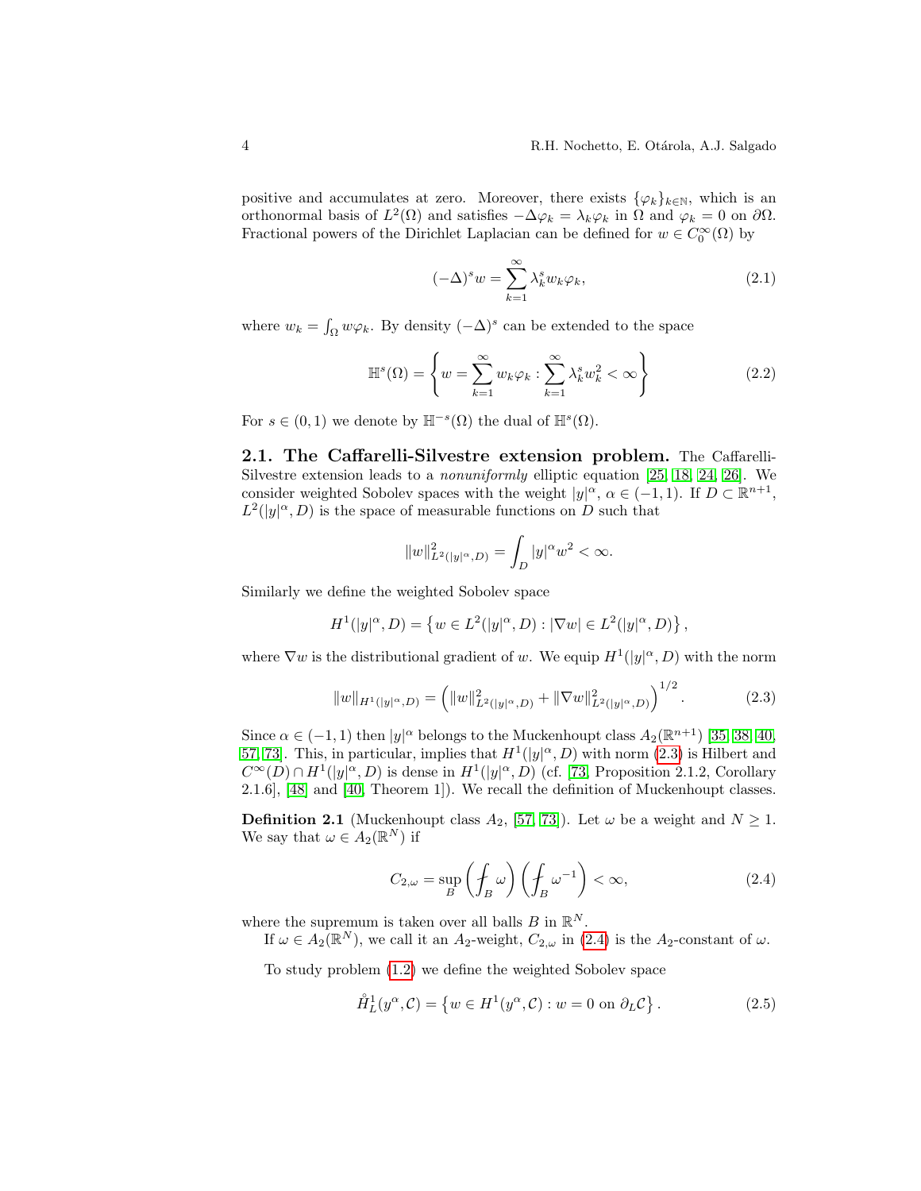positive and accumulates at zero. Moreover, there exists $\{\varphi_k\}_{k\in\mathbb{N}}$, which is an orthonormal basis of $L^2(\Omega)$ and satisfies $-\Delta\varphi_k = \lambda_k\varphi_k$ in $\Omega$ and $\varphi_k = 0$ on $\partial\Omega$. Fractional powers of the Dirichlet Laplacian can be defined for $w \in C_0^\infty(\Omega)$ by

$$(-\Delta)^s w = \sum_{k=1}^{\infty} \lambda_k^s w_k \varphi_k, \tag{2.1}$$

where $w_k = \int_\Omega w\varphi_k$. By density $(-\Delta)^s$ can be extended to the space

$$\mathbb{H}^s(\Omega) = \left\{ w = \sum_{k=1}^{\infty} w_k\varphi_k : \sum_{k=1}^{\infty} \lambda_k^s w_k^2 < \infty \right\} \tag{2.2}$$

For $s \in (0,1)$ we denote by $\mathbb{H}^{-s}(\Omega)$ the dual of $\mathbb{H}^s(\Omega)$.

## 2.1. The Caffarelli-Silvestre extension problem.

The Caffarelli-Silvestre extension leads to a *nonuniformly* elliptic equation [25, 18, 24, 26]. We consider weighted Sobolev spaces with the weight $|y|^\alpha$, $\alpha \in (-1,1)$. If $D \subset \mathbb{R}^{n+1}$, $L^2(|y|^\alpha, D)$ is the space of measurable functions on $D$ such that

$$\|w\|_{L^2(|y|^\alpha,D)}^2 = \int_D |y|^\alpha w^2 < \infty.$$

Similarly we define the weighted Sobolev space

$$H^1(|y|^\alpha, D) = \left\{ w \in L^2(|y|^\alpha, D) : |\nabla w| \in L^2(|y|^\alpha, D) \right\},$$

where $\nabla w$ is the distributional gradient of $w$. We equip $H^1(|y|^\alpha, D)$ with the norm

$$\|w\|_{H^1(|y|^\alpha,D)} = \left( \|w\|_{L^2(|y|^\alpha,D)}^2 + \|\nabla w\|_{L^2(|y|^\alpha,D)}^2 \right)^{1/2}. \tag{2.3}$$

Since $\alpha \in (-1,1)$ then $|y|^\alpha$ belongs to the Muckenhoupt class $A_2(\mathbb{R}^{n+1})$ [35, 38, 40, 57, 73]. This, in particular, implies that $H^1(|y|^\alpha, D)$ with norm (2.3) is Hilbert and $C^\infty(D) \cap H^1(|y|^\alpha, D)$ is dense in $H^1(|y|^\alpha, D)$ (cf. [73, Proposition 2.1.2, Corollary 2.1.6], [48] and [40, Theorem 1]). We recall the definition of Muckenhoupt classes.

**Definition 2.1** (Muckenhoupt class $A_2$, [57, 73]). Let $\omega$ be a weight and $N \geq 1$. We say that $\omega \in A_2(\mathbb{R}^N)$ if

$$C_{2,\omega} = \sup_B \left( \fint_B \omega \right) \left( \fint_B \omega^{-1} \right) < \infty, \tag{2.4}$$

where the supremum is taken over all balls $B$ in $\mathbb{R}^N$.

If $\omega \in A_2(\mathbb{R}^N)$, we call it an $A_2$-weight, $C_{2,\omega}$ in (2.4) is the $A_2$-constant of $\omega$.

To study problem (1.2) we define the weighted Sobolev space

$$\mathring{H}_L^1(y^\alpha, \mathcal{C}) = \left\{ w \in H^1(y^\alpha, \mathcal{C}) : w = 0 \text{ on } \partial_L\mathcal{C} \right\}. \tag{2.5}$$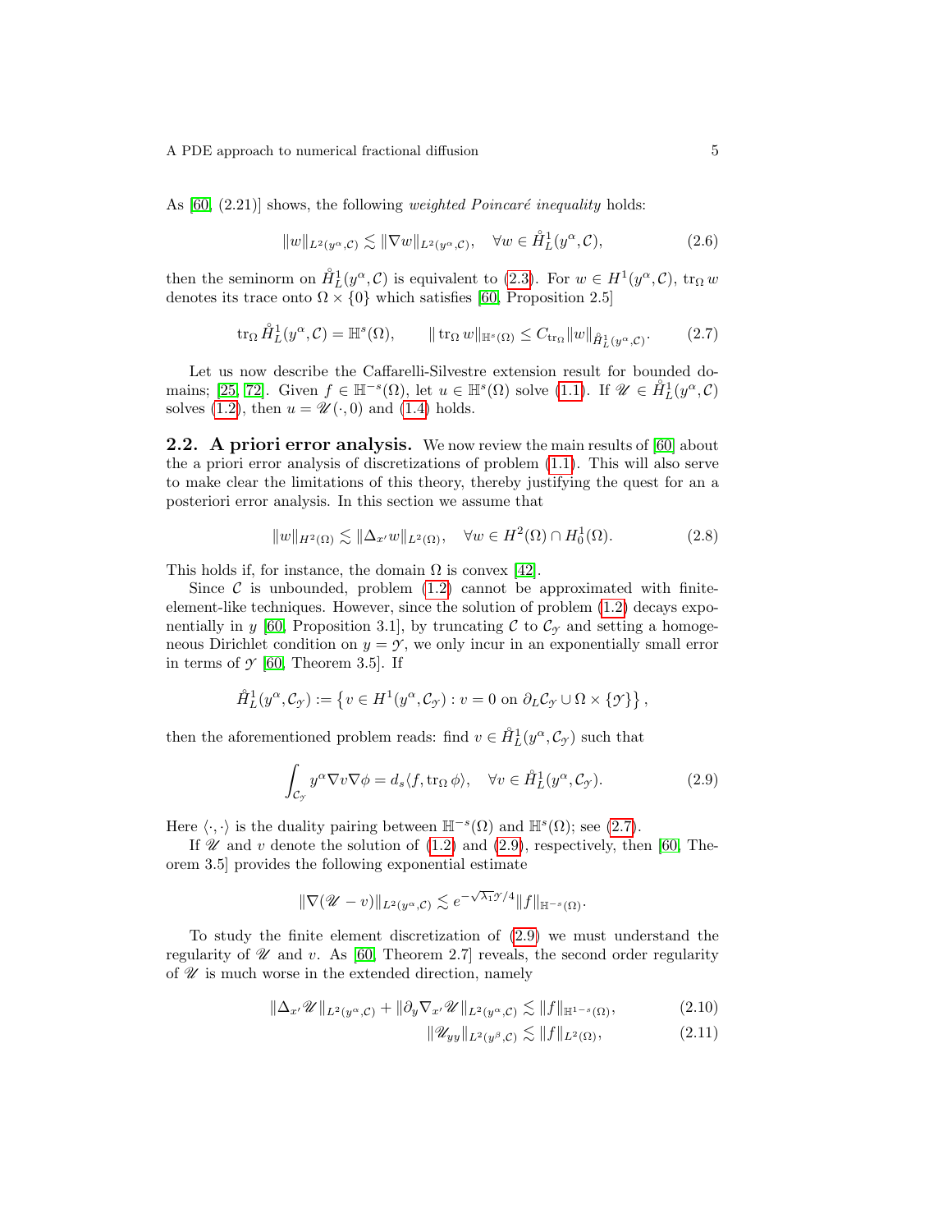As [60, (2.21)] shows, the following *weighted Poincaré inequality* holds:

$$\|w\|_{L^2(y^\alpha,\mathcal{C})} \lesssim \|\nabla w\|_{L^2(y^\alpha,\mathcal{C})}, \quad \forall w \in \mathring{H}^1_L(y^\alpha,\mathcal{C}), \tag{2.6}$$

then the seminorm on $\mathring{H}^1_L(y^\alpha,\mathcal{C})$ is equivalent to (2.3). For $w \in H^1(y^\alpha,\mathcal{C})$, $\operatorname{tr}_\Omega w$ denotes its trace onto $\Omega \times \{0\}$ which satisfies [60, Proposition 2.5]

$$\operatorname{tr}_\Omega \mathring{H}^1_L(y^\alpha,\mathcal{C}) = \mathbb{H}^s(\Omega), \qquad \|\operatorname{tr}_\Omega w\|_{\mathbb{H}^s(\Omega)} \le C_{\operatorname{tr}_\Omega} \|w\|_{\mathring{H}^1_L(y^\alpha,\mathcal{C})}. \tag{2.7}$$

Let us now describe the Caffarelli-Silvestre extension result for bounded domains; [25, 72]. Given $f \in \mathbb{H}^{-s}(\Omega)$, let $u \in \mathbb{H}^s(\Omega)$ solve (1.1). If $\mathscr{U} \in \mathring{H}^1_L(y^\alpha,\mathcal{C})$ solves (1.2), then $u = \mathscr{U}(\cdot,0)$ and (1.4) holds.

## 2.2. A priori error analysis.

We now review the main results of [60] about the a priori error analysis of discretizations of problem (1.1). This will also serve to make clear the limitations of this theory, thereby justifying the quest for an a posteriori error analysis. In this section we assume that

$$\|w\|_{H^2(\Omega)} \lesssim \|\Delta_{x'} w\|_{L^2(\Omega)}, \quad \forall w \in H^2(\Omega) \cap H^1_0(\Omega). \tag{2.8}$$

This holds if, for instance, the domain $\Omega$ is convex [42].

Since $\mathcal{C}$ is unbounded, problem (1.2) cannot be approximated with finite-element-like techniques. However, since the solution of problem (1.2) decays exponentially in $y$ [60, Proposition 3.1], by truncating $\mathcal{C}$ to $\mathcal{C}_\mathcal{Y}$ and setting a homogeneous Dirichlet condition on $y = \mathcal{Y}$, we only incur in an exponentially small error in terms of $\mathcal{Y}$ [60, Theorem 3.5]. If

$$\mathring{H}^1_L(y^\alpha,\mathcal{C}_\mathcal{Y}) := \left\{ v \in H^1(y^\alpha,\mathcal{C}_\mathcal{Y}) : v = 0 \text{ on } \partial_L \mathcal{C}_\mathcal{Y} \cup \Omega \times \{\mathcal{Y}\} \right\},$$

then the aforementioned problem reads: find $v \in \mathring{H}^1_L(y^\alpha,\mathcal{C}_\mathcal{Y})$ such that

$$\int_{\mathcal{C}_\mathcal{Y}} y^\alpha \nabla v \nabla \phi = d_s \langle f, \operatorname{tr}_\Omega \phi \rangle, \quad \forall v \in \mathring{H}^1_L(y^\alpha,\mathcal{C}_\mathcal{Y}). \tag{2.9}$$

Here $\langle \cdot,\cdot \rangle$ is the duality pairing between $\mathbb{H}^{-s}(\Omega)$ and $\mathbb{H}^s(\Omega)$; see (2.7).

If $\mathscr{U}$ and $v$ denote the solution of (1.2) and (2.9), respectively, then [60, Theorem 3.5] provides the following exponential estimate

$$\|\nabla(\mathscr{U} - v)\|_{L^2(y^\alpha,\mathcal{C})} \lesssim e^{-\sqrt{\lambda_1}\mathcal{Y}/4} \|f\|_{\mathbb{H}^{-s}(\Omega)}.$$

To study the finite element discretization of (2.9) we must understand the regularity of $\mathscr{U}$ and $v$. As [60, Theorem 2.7] reveals, the second order regularity of $\mathscr{U}$ is much worse in the extended direction, namely

$$\|\Delta_{x'} \mathscr{U}\|_{L^2(y^\alpha,\mathcal{C})} + \|\partial_y \nabla_{x'} \mathscr{U}\|_{L^2(y^\alpha,\mathcal{C})} \lesssim \|f\|_{\mathbb{H}^{1-s}(\Omega)}, \tag{2.10}$$

$$\|\mathscr{U}_{yy}\|_{L^2(y^\beta,\mathcal{C})} \lesssim \|f\|_{L^2(\Omega)}, \tag{2.11}$$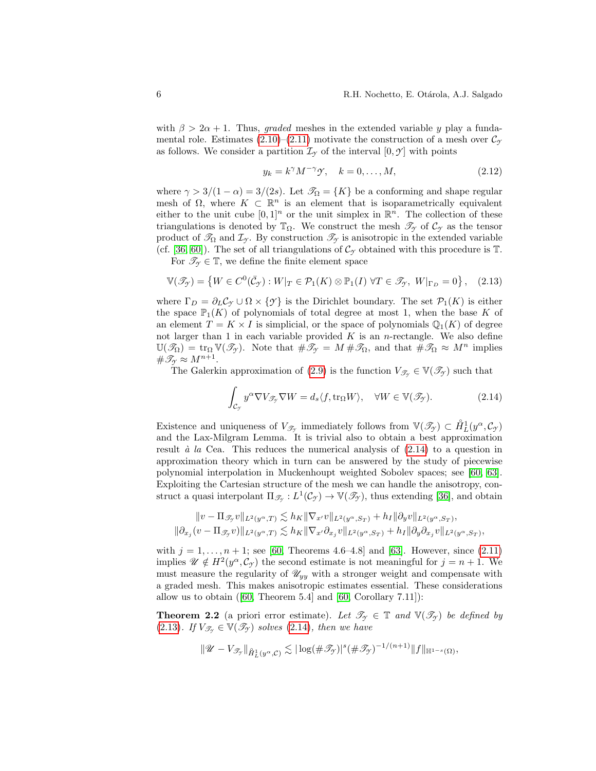with $\beta > 2\alpha + 1$. Thus, *graded* meshes in the extended variable $y$ play a fundamental role. Estimates (2.10)–(2.11) motivate the construction of a mesh over $\mathcal{C}_{\mathscr{Y}}$ as follows. We consider a partition $\mathcal{I}_{\mathscr{Y}}$ of the interval $[0, \mathscr{Y}]$ with points

$$y_k = k^{\gamma} M^{-\gamma} \mathscr{Y}, \quad k = 0, \ldots, M, \tag{2.12}$$

where $\gamma > 3/(1-\alpha) = 3/(2s)$. Let $\mathscr{T}_{\Omega} = \{K\}$ be a conforming and shape regular mesh of $\Omega$, where $K \subset \mathbb{R}^n$ is an element that is isoparametrically equivalent either to the unit cube $[0,1]^n$ or the unit simplex in $\mathbb{R}^n$. The collection of these triangulations is denoted by $\mathbb{T}_{\Omega}$. We construct the mesh $\mathscr{T}_{\mathscr{Y}}$ of $\mathcal{C}_{\mathscr{Y}}$ as the tensor product of $\mathscr{T}_{\Omega}$ and $\mathcal{I}_{\mathscr{Y}}$. By construction $\mathscr{T}_{\mathscr{Y}}$ is anisotropic in the extended variable (cf. [36, 60]). The set of all triangulations of $\mathcal{C}_{\mathscr{Y}}$ obtained with this procedure is $\mathbb{T}$.

For $\mathscr{T}_{\mathscr{Y}} \in \mathbb{T}$, we define the finite element space

$$\mathbb{V}(\mathscr{T}_{\mathscr{Y}}) = \left\{ W \in C^0(\bar{\mathcal{C}}_{\mathscr{Y}}) : W|_T \in \mathcal{P}_1(K) \otimes \mathbb{P}_1(I) \ \forall T \in \mathscr{T}_{\mathscr{Y}}, \ W|_{\Gamma_D} = 0 \right\}, \tag{2.13}$$

where $\Gamma_D = \partial_L \mathcal{C}_{\mathscr{Y}} \cup \Omega \times \{\mathscr{Y}\}$ is the Dirichlet boundary. The set $\mathcal{P}_1(K)$ is either the space $\mathbb{P}_1(K)$ of polynomials of total degree at most 1, when the base $K$ of an element $T = K \times I$ is simplicial, or the space of polynomials $\mathbb{Q}_1(K)$ of degree not larger than 1 in each variable provided $K$ is an $n$-rectangle. We also define $\mathbb{U}(\mathscr{T}_{\Omega}) = \operatorname{tr}_{\Omega} \mathbb{V}(\mathscr{T}_{\mathscr{Y}})$. Note that $\#\mathscr{T}_{\mathscr{Y}} = M \, \#\mathscr{T}_{\Omega}$, and that $\#\mathscr{T}_{\Omega} \approx M^n$ implies $\#\mathscr{T}_{\mathscr{Y}} \approx M^{n+1}$.

The Galerkin approximation of (2.9) is the function $V_{\mathscr{T}_{\mathscr{Y}}} \in \mathbb{V}(\mathscr{T}_{\mathscr{Y}})$ such that

$$\int_{\mathcal{C}_{\mathscr{Y}}} y^{\alpha} \nabla V_{\mathscr{T}_{\mathscr{Y}}} \nabla W = d_s \langle f, \operatorname{tr}_{\Omega} W \rangle, \quad \forall W \in \mathbb{V}(\mathscr{T}_{\mathscr{Y}}). \tag{2.14}$$

Existence and uniqueness of $V_{\mathscr{T}_{\mathscr{Y}}}$ immediately follows from $\mathbb{V}(\mathscr{T}_{\mathscr{Y}}) \subset \mathring{H}^1_L(y^{\alpha}, \mathcal{C}_{\mathscr{Y}})$ and the Lax-Milgram Lemma. It is trivial also to obtain a best approximation result *à la* Cea. This reduces the numerical analysis of (2.14) to a question in approximation theory which in turn can be answered by the study of piecewise polynomial interpolation in Muckenhoupt weighted Sobolev spaces; see [60, 63]. Exploiting the Cartesian structure of the mesh we can handle the anisotropy, construct a quasi interpolant $\Pi_{\mathscr{T}_{\mathscr{Y}}} : L^1(\mathcal{C}_{\mathscr{Y}}) \to \mathbb{V}(\mathscr{T}_{\mathscr{Y}})$, thus extending [36], and obtain

$$\|v - \Pi_{\mathscr{T}_{\mathscr{Y}}} v\|_{L^2(y^{\alpha}, T)} \lesssim h_K \|\nabla_{x'} v\|_{L^2(y^{\alpha}, S_T)} + h_I \|\partial_y v\|_{L^2(y^{\alpha}, S_T)},$$
$$\|\partial_{x_j}(v - \Pi_{\mathscr{T}_{\mathscr{Y}}} v)\|_{L^2(y^{\alpha}, T)} \lesssim h_K \|\nabla_{x'} \partial_{x_j} v\|_{L^2(y^{\alpha}, S_T)} + h_I \|\partial_y \partial_{x_j} v\|_{L^2(y^{\alpha}, S_T)},$$

with $j = 1, \ldots, n+1$; see [60, Theorems 4.6–4.8] and [63]. However, since (2.11) implies $\mathscr{U} \notin H^2(y^{\alpha}, \mathcal{C}_{\mathscr{Y}})$ the second estimate is not meaningful for $j = n+1$. We must measure the regularity of $\mathscr{U}_{yy}$ with a stronger weight and compensate with a graded mesh. This makes anisotropic estimates essential. These considerations allow us to obtain ([60, Theorem 5.4] and [60, Corollary 7.11]):

**Theorem 2.2** (a priori error estimate). *Let $\mathscr{T}_{\mathscr{Y}} \in \mathbb{T}$ and $\mathbb{V}(\mathscr{T}_{\mathscr{Y}})$ be defined by (2.13). If $V_{\mathscr{T}_{\mathscr{Y}}} \in \mathbb{V}(\mathscr{T}_{\mathscr{Y}})$ solves (2.14), then we have*

$$\|\mathscr{U} - V_{\mathscr{T}_{\mathscr{Y}}}\|_{\mathring{H}^1_L(y^{\alpha}, \mathcal{C})} \lesssim |\log(\#\mathscr{T}_{\mathscr{Y}})|^s (\#\mathscr{T}_{\mathscr{Y}})^{-1/(n+1)} \|f\|_{\mathbb{H}^{1-s}(\Omega)},$$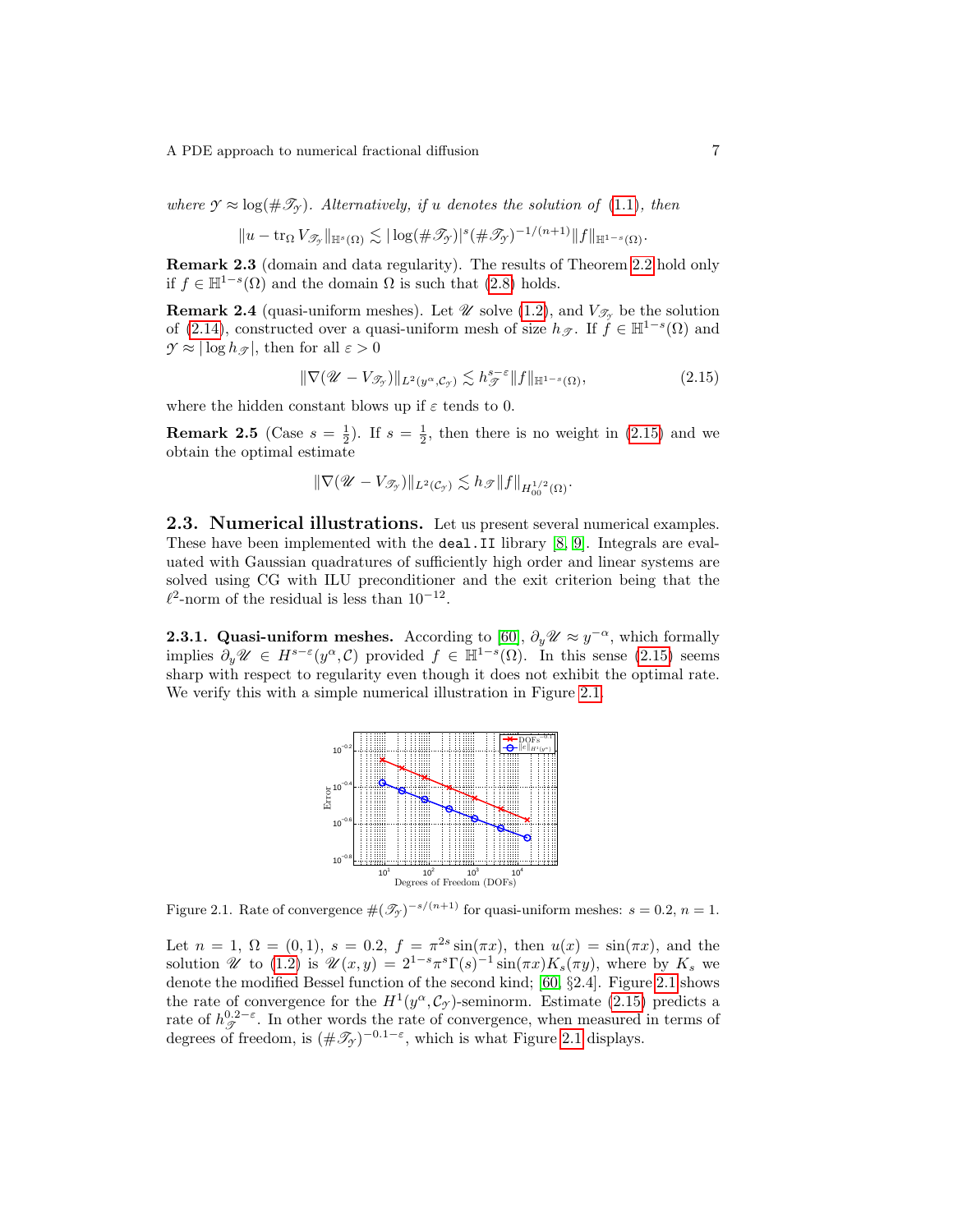*where $\mathcal{Y} \approx \log(\#\mathscr{T}_{\mathcal{Y}})$. Alternatively, if $u$ denotes the solution of (1.1), then*

$$\|u - \operatorname{tr}_\Omega V_{\mathscr{T}_{\mathcal{Y}}}\|_{\mathbb{H}^s(\Omega)} \lesssim |\log(\#\mathscr{T}_{\mathcal{Y}})|^s (\#\mathscr{T}_{\mathcal{Y}})^{-1/(n+1)} \|f\|_{\mathbb{H}^{1-s}(\Omega)}.$$

**Remark 2.3** (domain and data regularity). The results of Theorem 2.2 hold only if $f \in \mathbb{H}^{1-s}(\Omega)$ and the domain $\Omega$ is such that (2.8) holds.

**Remark 2.4** (quasi-uniform meshes). Let $\mathscr{U}$ solve (1.2), and $V_{\mathscr{T}_{\mathcal{Y}}}$ be the solution of (2.14), constructed over a quasi-uniform mesh of size $h_{\mathscr{T}}$. If $f \in \mathbb{H}^{1-s}(\Omega)$ and $\mathcal{Y} \approx |\log h_{\mathscr{T}}|$, then for all $\varepsilon > 0$

$$\|\nabla(\mathscr{U} - V_{\mathscr{T}_{\mathcal{Y}}})\|_{L^2(y^\alpha, \mathcal{C}_{\mathcal{Y}})} \lesssim h_{\mathscr{T}}^{s-\varepsilon} \|f\|_{\mathbb{H}^{1-s}(\Omega)}, \tag{2.15}$$

where the hidden constant blows up if $\varepsilon$ tends to 0.

**Remark 2.5** (Case $s = \frac{1}{2}$). If $s = \frac{1}{2}$, then there is no weight in (2.15) and we obtain the optimal estimate

$$\|\nabla(\mathscr{U} - V_{\mathscr{T}_{\mathcal{Y}}})\|_{L^2(\mathcal{C}_{\mathcal{Y}})} \lesssim h_{\mathscr{T}} \|f\|_{H_{00}^{1/2}(\Omega)}.$$

## 2.3. Numerical illustrations.

Let us present several numerical examples. These have been implemented with the `deal.II` library [8, 9]. Integrals are evaluated with Gaussian quadratures of sufficiently high order and linear systems are solved using CG with ILU preconditioner and the exit criterion being that the $\ell^2$-norm of the residual is less than $10^{-12}$.

### 2.3.1. Quasi-uniform meshes.

According to [60], $\partial_y \mathscr{U} \approx y^{-\alpha}$, which formally implies $\partial_y \mathscr{U} \in H^{s-\varepsilon}(y^\alpha, \mathcal{C})$ provided $f \in \mathbb{H}^{1-s}(\Omega)$. In this sense (2.15) seems sharp with respect to regularity even though it does not exhibit the optimal rate. We verify this with a simple numerical illustration in Figure 2.1.

Figure 2.1. Rate of convergence $\#(\mathscr{T}_{\mathcal{Y}})^{-s/(n+1)}$ for quasi-uniform meshes: $s = 0.2$, $n = 1$.

Let $n = 1$, $\Omega = (0, 1)$, $s = 0.2$, $f = \pi^{2s} \sin(\pi x)$, then $u(x) = \sin(\pi x)$, and the solution $\mathscr{U}$ to (1.2) is $\mathscr{U}(x, y) = 2^{1-s}\pi^s \Gamma(s)^{-1} \sin(\pi x) K_s(\pi y)$, where by $K_s$ we denote the modified Bessel function of the second kind; [60, §2.4]. Figure 2.1 shows the rate of convergence for the $H^1(y^\alpha, \mathcal{C}_{\mathcal{Y}})$-seminorm. Estimate (2.15) predicts a rate of $h_{\mathscr{T}}^{0.2-\varepsilon}$. In other words the rate of convergence, when measured in terms of degrees of freedom, is $(\#\mathscr{T}_{\mathcal{Y}})^{-0.1-\varepsilon}$, which is what Figure 2.1 displays.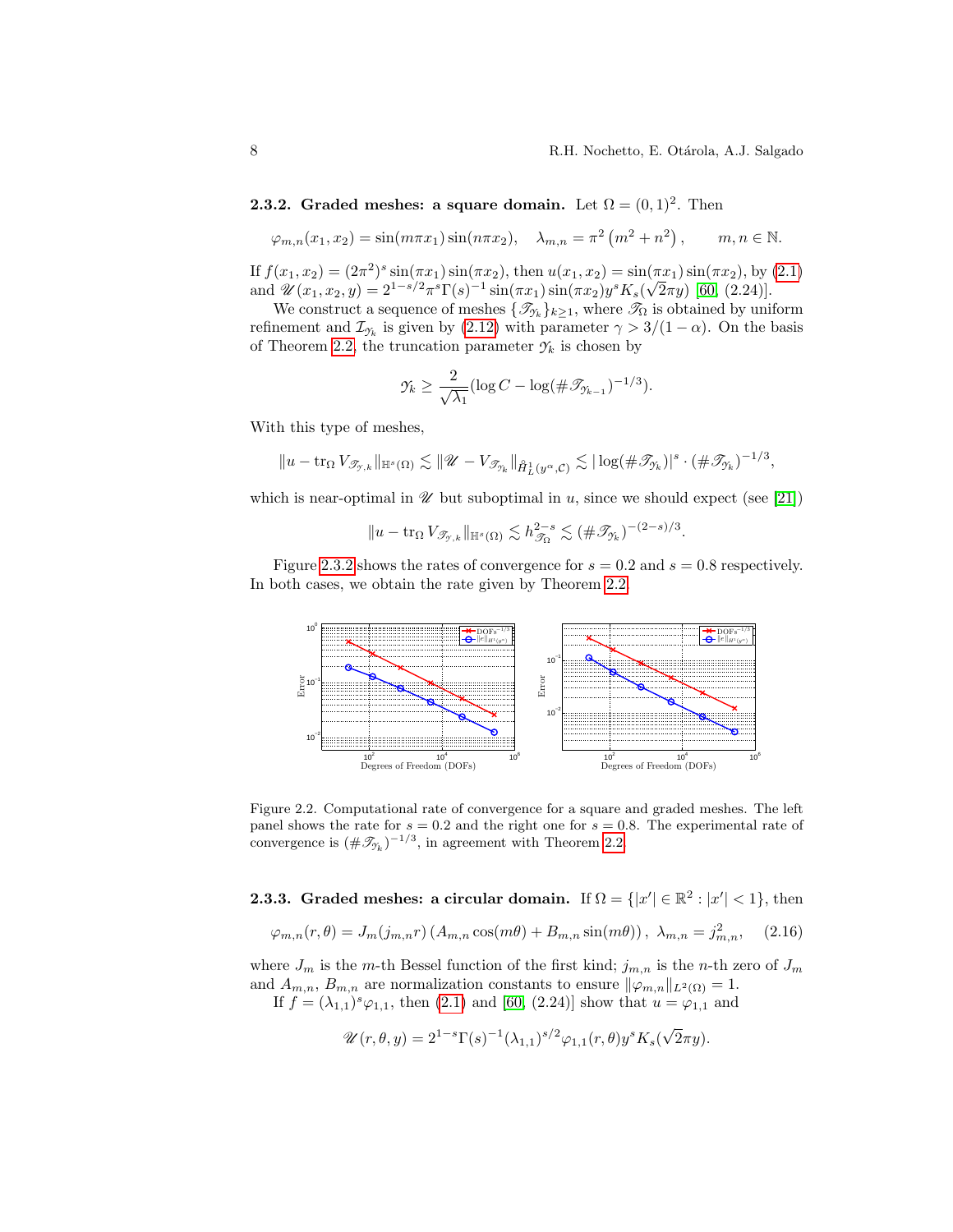### 2.3.2. Graded meshes: a square domain.

Let $\Omega = (0,1)^2$. Then

$$\varphi_{m,n}(x_1,x_2) = \sin(m\pi x_1)\sin(n\pi x_2), \quad \lambda_{m,n} = \pi^2\left(m^2+n^2\right), \qquad m,n \in \mathbb{N}.$$

If $f(x_1,x_2) = (2\pi^2)^s \sin(\pi x_1)\sin(\pi x_2)$, then $u(x_1,x_2) = \sin(\pi x_1)\sin(\pi x_2)$, by (2.1) and $\mathscr{U}(x_1,x_2,y) = 2^{1-s/2}\pi^s\Gamma(s)^{-1}\sin(\pi x_1)\sin(\pi x_2) y^s K_s(\sqrt{2}\pi y)$ [60, (2.24)].

We construct a sequence of meshes $\{\mathscr{T}_{\mathcal{Y}_k}\}_{k\geq 1}$, where $\mathscr{T}_\Omega$ is obtained by uniform refinement and $\mathcal{I}_{\mathcal{Y}_k}$ is given by (2.12) with parameter $\gamma > 3/(1-\alpha)$. On the basis of Theorem 2.2, the truncation parameter $\mathcal{Y}_k$ is chosen by

$$\mathcal{Y}_k \geq \frac{2}{\sqrt{\lambda_1}}(\log C - \log(\#\mathscr{T}_{\mathcal{Y}_{k-1}})^{-1/3}).$$

With this type of meshes,

$$\|u - \operatorname{tr}_\Omega V_{\mathscr{T}_{\mathcal{Y},k}}\|_{\mathbb{H}^s(\Omega)} \lesssim \|\mathscr{U} - V_{\mathscr{T}_{\mathcal{Y}_k}}\|_{\mathring{H}^1_L(y^\alpha,\mathcal{C})} \lesssim |\log(\#\mathscr{T}_{\mathcal{Y}_k})|^s \cdot (\#\mathscr{T}_{\mathcal{Y}_k})^{-1/3},$$

which is near-optimal in $\mathscr{U}$ but suboptimal in $u$, since we should expect (see [21])

$$\|u - \operatorname{tr}_\Omega V_{\mathscr{T}_{\mathcal{Y},k}}\|_{\mathbb{H}^s(\Omega)} \lesssim h_{\mathscr{T}_\Omega}^{2-s} \lesssim (\#\mathscr{T}_{\mathcal{Y}_k})^{-(2-s)/3}.$$

Figure 2.3.2 shows the rates of convergence for $s = 0.2$ and $s = 0.8$ respectively. In both cases, we obtain the rate given by Theorem 2.2.

Figure 2.2. Computational rate of convergence for a square and graded meshes. The left panel shows the rate for $s = 0.2$ and the right one for $s = 0.8$. The experimental rate of convergence is $(\#\mathscr{T}_{\mathcal{Y}_k})^{-1/3}$, in agreement with Theorem 2.2.

### 2.3.3. Graded meshes: a circular domain.

If $\Omega = \{|x'| \in \mathbb{R}^2 : |x'| < 1\}$, then

$$\varphi_{m,n}(r,\theta) = J_m(j_{m,n}r)\left(A_{m,n}\cos(m\theta) + B_{m,n}\sin(m\theta)\right), \ \lambda_{m,n} = j_{m,n}^2, \qquad (2.16)$$

where $J_m$ is the $m$-th Bessel function of the first kind; $j_{m,n}$ is the $n$-th zero of $J_m$ and $A_{m,n}$, $B_{m,n}$ are normalization constants to ensure $\|\varphi_{m,n}\|_{L^2(\Omega)} = 1$.

If $f = (\lambda_{1,1})^s\varphi_{1,1}$, then (2.1) and [60, (2.24)] show that $u = \varphi_{1,1}$ and

$$\mathscr{U}(r,\theta,y) = 2^{1-s}\Gamma(s)^{-1}(\lambda_{1,1})^{s/2}\varphi_{1,1}(r,\theta)y^s K_s(\sqrt{2}\pi y).$$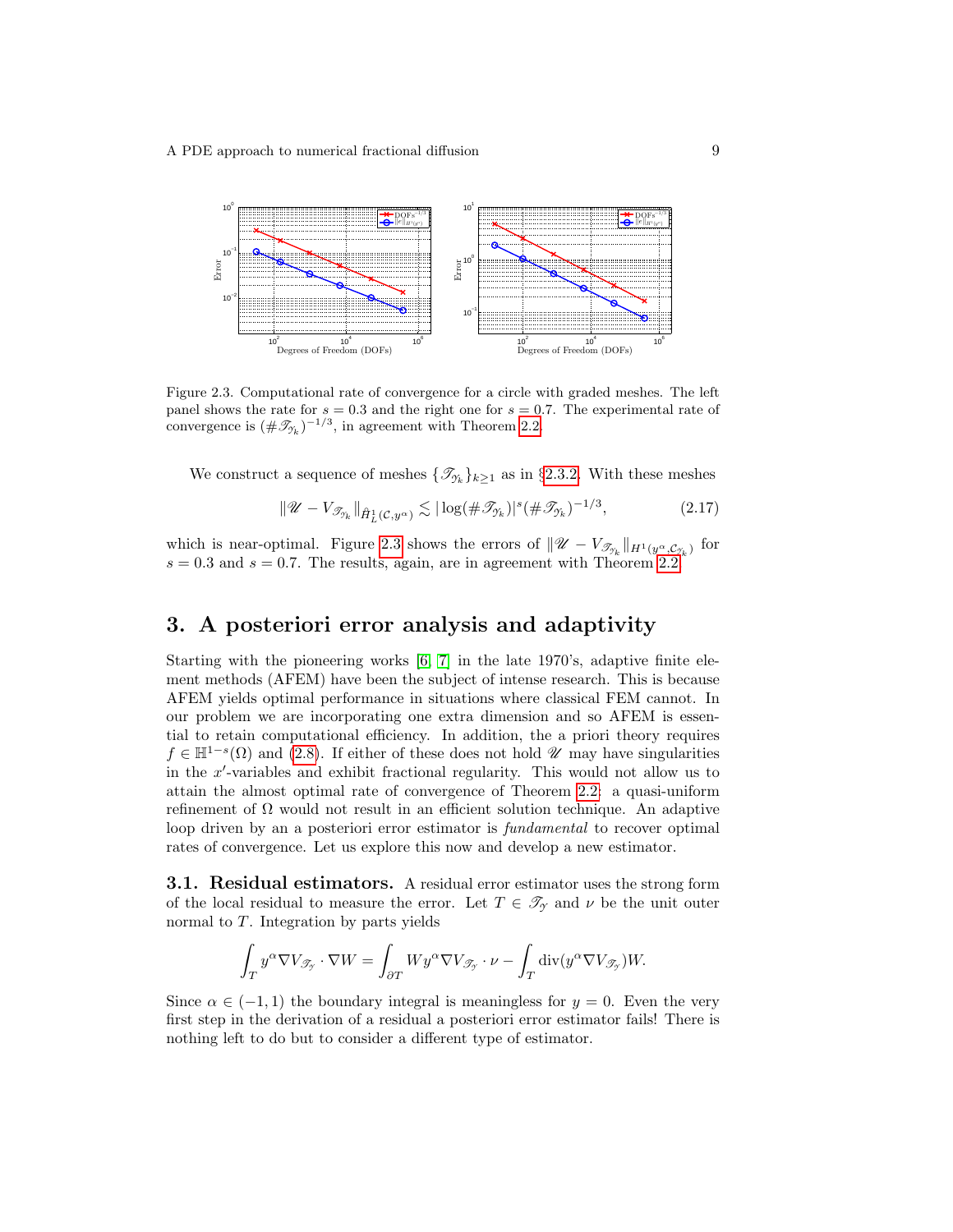Figure 2.3. Computational rate of convergence for a circle with graded meshes. The left panel shows the rate for $s = 0.3$ and the right one for $s = 0.7$. The experimental rate of convergence is $(\#\mathscr{T}_{\mathcal{Y}_k})^{-1/3}$, in agreement with Theorem 2.2.

We construct a sequence of meshes $\{\mathscr{T}_{\mathcal{Y}_k}\}_{k\geq 1}$ as in §2.3.2. With these meshes

$$\|\mathscr{U} - V_{\mathscr{T}_{\mathcal{Y}_k}}\|_{\mathring{H}^1_L(\mathcal{C},y^\alpha)} \lesssim |\log(\#\mathscr{T}_{\mathcal{Y}_k})|^s (\#\mathscr{T}_{\mathcal{Y}_k})^{-1/3}, \tag{2.17}$$

which is near-optimal. Figure 2.3 shows the errors of $\|\mathscr{U} - V_{\mathscr{T}_{\mathcal{Y}_k}}\|_{H^1(y^\alpha,\mathcal{C}_{\mathcal{Y}_k})}$ for $s = 0.3$ and $s = 0.7$. The results, again, are in agreement with Theorem 2.2.

## 3. A posteriori error analysis and adaptivity

Starting with the pioneering works [6, 7] in the late 1970's, adaptive finite element methods (AFEM) have been the subject of intense research. This is because AFEM yields optimal performance in situations where classical FEM cannot. In our problem we are incorporating one extra dimension and so AFEM is essential to retain computational efficiency. In addition, the a priori theory requires $f \in \mathbb{H}^{1-s}(\Omega)$ and (2.8). If either of these does not hold $\mathscr{U}$ may have singularities in the $x'$-variables and exhibit fractional regularity. This would not allow us to attain the almost optimal rate of convergence of Theorem 2.2: a quasi-uniform refinement of $\Omega$ would not result in an efficient solution technique. An adaptive loop driven by an a posteriori error estimator is *fundamental* to recover optimal rates of convergence. Let us explore this now and develop a new estimator.

**3.1. Residual estimators.** A residual error estimator uses the strong form of the local residual to measure the error. Let $T \in \mathscr{T}_{\mathcal{Y}}$ and $\nu$ be the unit outer normal to $T$. Integration by parts yields

$$\int_T y^\alpha \nabla V_{\mathscr{T}_{\mathcal{Y}}} \cdot \nabla W = \int_{\partial T} W y^\alpha \nabla V_{\mathscr{T}_{\mathcal{Y}}} \cdot \nu - \int_T \operatorname{div}(y^\alpha \nabla V_{\mathscr{T}_{\mathcal{Y}}}) W.$$

Since $\alpha \in (-1, 1)$ the boundary integral is meaningless for $y = 0$. Even the very first step in the derivation of a residual a posteriori error estimator fails! There is nothing left to do but to consider a different type of estimator.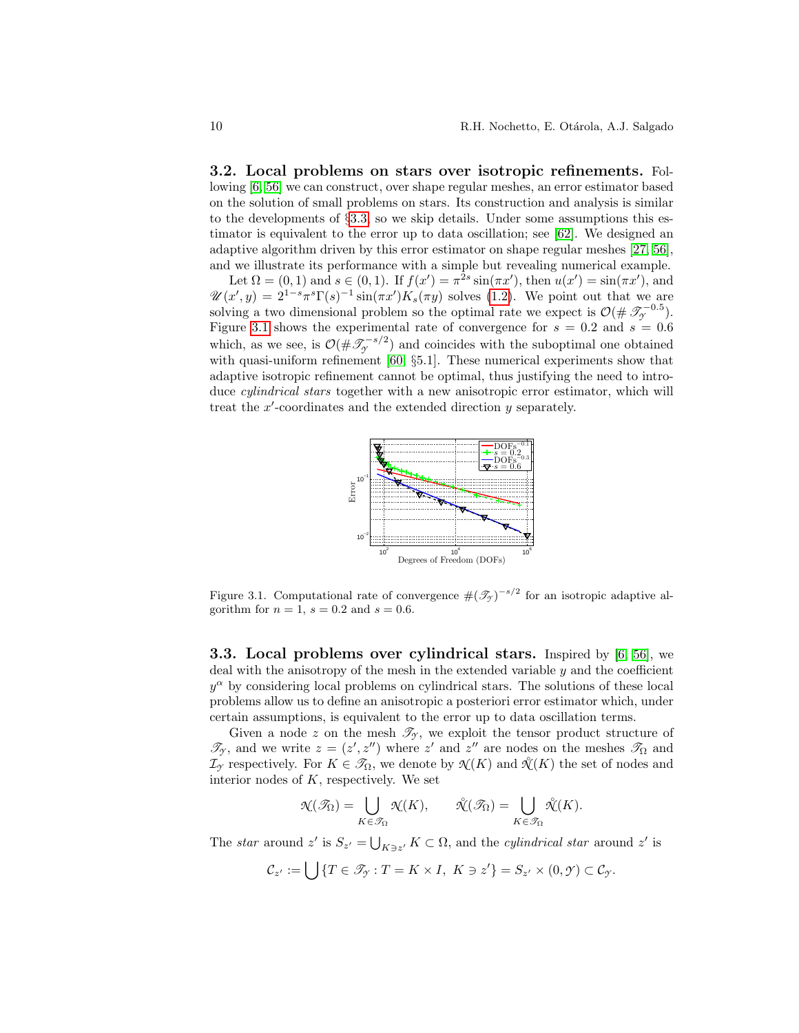**3.2. Local problems on stars over isotropic refinements.** Following [6, 56] we can construct, over shape regular meshes, an error estimator based on the solution of small problems on stars. Its construction and analysis is similar to the developments of §3.3, so we skip details. Under some assumptions this estimator is equivalent to the error up to data oscillation; see [62]. We designed an adaptive algorithm driven by this error estimator on shape regular meshes [27, 56], and we illustrate its performance with a simple but revealing numerical example.

Let $\Omega = (0,1)$ and $s \in (0,1)$. If $f(x') = \pi^{2s}\sin(\pi x')$, then $u(x') = \sin(\pi x')$, and $\mathscr{U}(x',y) = 2^{1-s}\pi^s\Gamma(s)^{-1}\sin(\pi x')K_s(\pi y)$ solves (1.2). We point out that we are solving a two dimensional problem so the optimal rate we expect is $\mathcal{O}(\#\,\mathscr{T}_{\mathcal{Y}}^{-0.5})$. Figure 3.1 shows the experimental rate of convergence for $s = 0.2$ and $s = 0.6$ which, as we see, is $\mathcal{O}(\#\,\mathscr{T}_{\mathcal{Y}}^{-s/2})$ and coincides with the suboptimal one obtained with quasi-uniform refinement [60, §5.1]. These numerical experiments show that adaptive isotropic refinement cannot be optimal, thus justifying the need to introduce *cylindrical stars* together with a new anisotropic error estimator, which will treat the $x'$-coordinates and the extended direction $y$ separately.

Figure 3.1. Computational rate of convergence $\#(\mathscr{T}_{\mathcal{Y}})^{-s/2}$ for an isotropic adaptive algorithm for $n = 1$, $s = 0.2$ and $s = 0.6$.

**3.3. Local problems over cylindrical stars.** Inspired by [6, 56], we deal with the anisotropy of the mesh in the extended variable $y$ and the coefficient $y^\alpha$ by considering local problems on cylindrical stars. The solutions of these local problems allow us to define an anisotropic a posteriori error estimator which, under certain assumptions, is equivalent to the error up to data oscillation terms.

Given a node $z$ on the mesh $\mathscr{T}_{\mathcal{Y}}$, we exploit the tensor product structure of $\mathscr{T}_{\mathcal{Y}}$, and we write $z = (z', z'')$ where $z'$ and $z''$ are nodes on the meshes $\mathscr{T}_\Omega$ and $\mathcal{I}_{\mathcal{Y}}$ respectively. For $K \in \mathscr{T}_\Omega$, we denote by $\mathcal{N}(K)$ and $\mathring{\mathcal{N}}(K)$ the set of nodes and interior nodes of $K$, respectively. We set

$$\mathcal{N}(\mathscr{T}_\Omega) = \bigcup_{K\in\mathscr{T}_\Omega}\mathcal{N}(K), \qquad \mathring{\mathcal{N}}(\mathscr{T}_\Omega) = \bigcup_{K\in\mathscr{T}_\Omega}\mathring{\mathcal{N}}(K).$$

The *star* around $z'$ is $S_{z'} = \bigcup_{K\ni z'} K \subset \Omega$, and the *cylindrical star* around $z'$ is

$$\mathcal{C}_{z'} := \bigcup \{T \in \mathscr{T}_{\mathcal{Y}} : T = K \times I,\ K \ni z'\} = S_{z'} \times (0,\mathcal{Y}) \subset \mathcal{C}_{\mathcal{Y}}.$$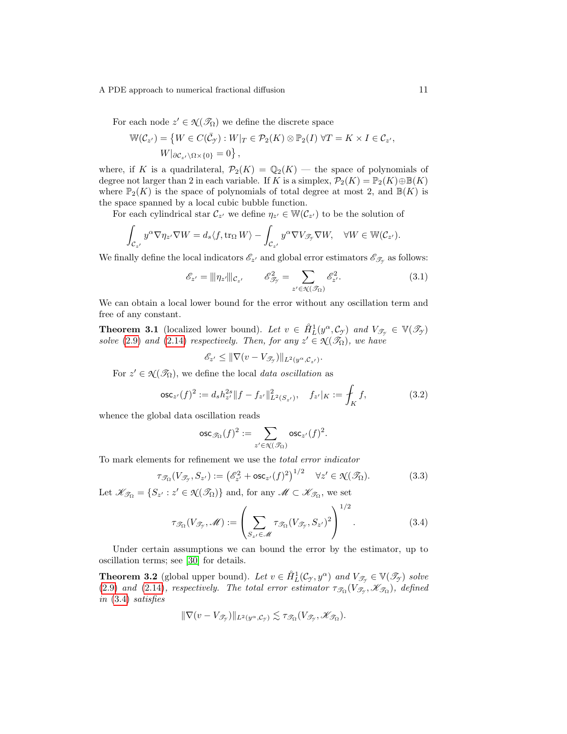For each node $z' \in \mathcal{N}(\mathscr{T}_\Omega)$ we define the discrete space

$$\mathbb{W}(\mathcal{C}_{z'}) = \big\{ W \in C(\bar{\mathcal{C}}_\mathscr{Y}) : W|_T \in \mathcal{P}_2(K) \otimes \mathbb{P}_2(I) \ \forall T = K \times I \in \mathcal{C}_{z'}, \\ W|_{\partial \mathcal{C}_{z'} \setminus \Omega \times \{0\}} = 0 \big\},$$

where, if $K$ is a quadrilateral, $\mathcal{P}_2(K) = \mathbb{Q}_2(K)$ — the space of polynomials of degree not larger than 2 in each variable. If $K$ is a simplex, $\mathcal{P}_2(K) = \mathbb{P}_2(K) \oplus \mathbb{B}(K)$ where $\mathbb{P}_2(K)$ is the space of polynomials of total degree at most 2, and $\mathbb{B}(K)$ is the space spanned by a local cubic bubble function.

For each cylindrical star $\mathcal{C}_{z'}$ we define $\eta_{z'} \in \mathbb{W}(\mathcal{C}_{z'})$ to be the solution of

$$\int_{\mathcal{C}_{z'}} y^\alpha \nabla \eta_{z'} \nabla W = d_s \langle f, \operatorname{tr}_\Omega W \rangle - \int_{\mathcal{C}_{z'}} y^\alpha \nabla V_{\mathscr{T}_\mathscr{Y}} \nabla W, \quad \forall W \in \mathbb{W}(\mathcal{C}_{z'}).$$

We finally define the local indicators $\mathscr{E}_{z'}$ and global error estimators $\mathscr{E}_{\mathscr{T}_\mathscr{Y}}$ as follows:

$$\mathscr{E}_{z'} = |||\eta_{z'}|||_{\mathcal{C}_{z'}} \qquad \mathscr{E}^2_{\mathscr{T}_\mathscr{Y}} = \sum_{z' \in \mathcal{N}(\mathscr{T}_\Omega)} \mathscr{E}^2_{z'}. \tag{3.1}$$

We can obtain a local lower bound for the error without any oscillation term and free of any constant.

**Theorem 3.1** (localized lower bound). *Let $v \in \mathring{H}^1_L(y^\alpha, \mathcal{C}_\mathscr{Y})$ and $V_{\mathscr{T}_\mathscr{Y}} \in \mathbb{V}(\mathscr{T}_\mathscr{Y})$ solve (2.9) and (2.14) respectively. Then, for any $z' \in \mathcal{N}(\mathscr{T}_\Omega)$, we have*

$$\mathscr{E}_{z'} \leq \|\nabla(v - V_{\mathscr{T}_\mathscr{Y}})\|_{L^2(y^\alpha, \mathcal{C}_{z'})}.$$

For $z' \in \mathcal{N}(\mathscr{T}_\Omega)$, we define the local *data oscillation* as

$$\mathsf{osc}_{z'}(f)^2 := d_s h_{z'}^{2s} \|f - f_{z'}\|^2_{L^2(S_{z'})}, \quad f_{z'}|_K := \fint_K f, \tag{3.2}$$

whence the global data oscillation reads

$$\mathsf{osc}_{\mathscr{T}_\Omega}(f)^2 := \sum_{z' \in \mathcal{N}(\mathscr{T}_\Omega)} \mathsf{osc}_{z'}(f)^2.$$

To mark elements for refinement we use the *total error indicator*

$$\tau_{\mathscr{T}_\Omega}(V_{\mathscr{T}_\mathscr{Y}}, S_{z'}) := \left( \mathscr{E}^2_{z'} + \mathsf{osc}_{z'}(f)^2 \right)^{1/2} \quad \forall z' \in \mathcal{N}(\mathscr{T}_\Omega). \tag{3.3}$$

Let $\mathscr{K}_{\mathscr{T}_\Omega} = \{ S_{z'} : z' \in \mathcal{N}(\mathscr{T}_\Omega) \}$ and, for any $\mathscr{M} \subset \mathscr{K}_{\mathscr{T}_\Omega}$, we set

$$\tau_{\mathscr{T}_\Omega}(V_{\mathscr{T}_\mathscr{Y}}, \mathscr{M}) := \left( \sum_{S_{z'} \in \mathscr{M}} \tau_{\mathscr{T}_\Omega}(V_{\mathscr{T}_\mathscr{Y}}, S_{z'})^2 \right)^{1/2}. \tag{3.4}$$

Under certain assumptions we can bound the error by the estimator, up to oscillation terms; see [30] for details.

**Theorem 3.2** (global upper bound). *Let $v \in \mathring{H}^1_L(\mathcal{C}_\mathscr{Y}, y^\alpha)$ and $V_{\mathscr{T}_\mathscr{Y}} \in \mathbb{V}(\mathscr{T}_\mathscr{Y})$ solve (2.9) and (2.14), respectively. The total error estimator $\tau_{\mathscr{T}_\Omega}(V_{\mathscr{T}_\mathscr{Y}}, \mathscr{K}_{\mathscr{T}_\Omega})$, defined in (3.4) satisfies*

$$\|\nabla(v - V_{\mathscr{T}_\mathscr{Y}})\|_{L^2(y^\alpha, \mathcal{C}_\mathscr{Y})} \lesssim \tau_{\mathscr{T}_\Omega}(V_{\mathscr{T}_\mathscr{Y}}, \mathscr{K}_{\mathscr{T}_\Omega}).$$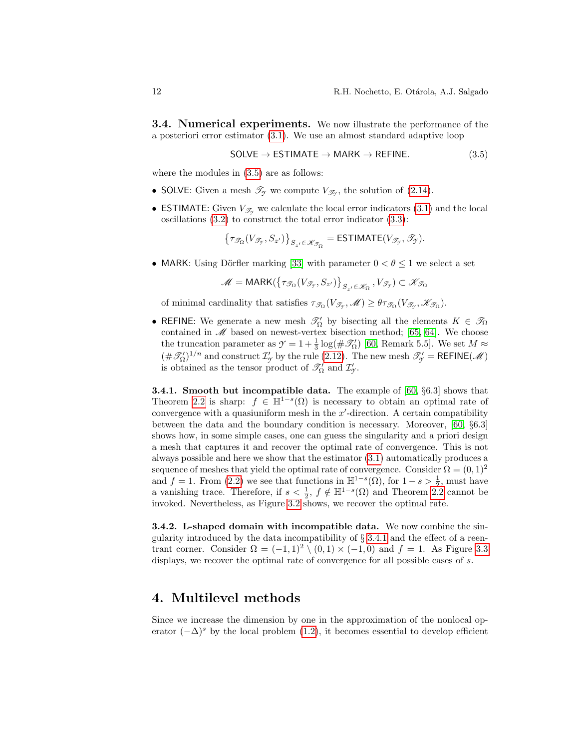### 3.4. Numerical experiments.

We now illustrate the performance of the a posteriori error estimator (3.1). We use an almost standard adaptive loop

$$\mathsf{SOLVE} \rightarrow \mathsf{ESTIMATE} \rightarrow \mathsf{MARK} \rightarrow \mathsf{REFINE}. \tag{3.5}$$

where the modules in (3.5) are as follows:

- $\mathsf{SOLVE}$: Given a mesh $\mathscr{T}_{\mathcal{Y}}$ we compute $V_{\mathscr{T}_{\mathcal{Y}}}$, the solution of (2.14).
- $\mathsf{ESTIMATE}$: Given $V_{\mathscr{T}_{\mathcal{Y}}}$ we calculate the local error indicators (3.1) and the local oscillations (3.2) to construct the total error indicator (3.3):
$$\left\{\tau_{\mathscr{T}_\Omega}(V_{\mathscr{T}_{\mathcal{Y}}}, S_{z'})\right\}_{S_{z'}\in\mathscr{K}_{\mathscr{T}_\Omega}} = \mathsf{ESTIMATE}(V_{\mathscr{T}_{\mathcal{Y}}}, \mathscr{T}_{\mathcal{Y}}).$$
- $\mathsf{MARK}$: Using Dörfler marking [33] with parameter $0 < \theta \leq 1$ we select a set
$$\mathscr{M} = \mathsf{MARK}(\left\{\tau_{\mathscr{T}_\Omega}(V_{\mathscr{T}_{\mathcal{Y}}}, S_{z'})\right\}_{S_{z'}\in\mathscr{K}_{\Omega}}, V_{\mathscr{T}_{\mathcal{Y}}}) \subset \mathscr{K}_{\mathscr{T}_\Omega}$$
of minimal cardinality that satisfies $\tau_{\mathscr{T}_\Omega}(V_{\mathscr{T}_{\mathcal{Y}}}, \mathscr{M}) \geq \theta \tau_{\mathscr{T}_\Omega}(V_{\mathscr{T}_{\mathcal{Y}}}, \mathscr{K}_{\mathscr{T}_\Omega})$.
- $\mathsf{REFINE}$: We generate a new mesh $\mathscr{T}_\Omega'$ by bisecting all the elements $K \in \mathscr{T}_\Omega$ contained in $\mathscr{M}$ based on newest-vertex bisection method; [65, 64]. We choose the truncation parameter as $\mathcal{Y} = 1 + \frac{1}{3}\log(\#\mathscr{T}_\Omega')$ [60, Remark 5.5]. We set $M \approx (\#\mathscr{T}_\Omega')^{1/n}$ and construct $\mathcal{I}_{\mathcal{Y}}'$ by the rule (2.12). The new mesh $\mathscr{T}_{\mathcal{Y}}' = \mathsf{REFINE}(\mathscr{M})$ is obtained as the tensor product of $\mathscr{T}_\Omega'$ and $\mathcal{I}_{\mathcal{Y}}'$.

#### 3.4.1. Smooth but incompatible data.

The example of [60, §6.3] shows that Theorem 2.2 is sharp: $f \in \mathbb{H}^{1-s}(\Omega)$ is necessary to obtain an optimal rate of convergence with a quasiuniform mesh in the $x'$-direction. A certain compatibility between the data and the boundary condition is necessary. Moreover, [60, §6.3] shows how, in some simple cases, one can guess the singularity and a priori design a mesh that captures it and recover the optimal rate of convergence. This is not always possible and here we show that the estimator (3.1) automatically produces a sequence of meshes that yield the optimal rate of convergence. Consider $\Omega = (0,1)^2$ and $f = 1$. From (2.2) we see that functions in $\mathbb{H}^{1-s}(\Omega)$, for $1 - s > \frac{1}{2}$, must have a vanishing trace. Therefore, if $s < \frac{1}{2}$, $f \notin \mathbb{H}^{1-s}(\Omega)$ and Theorem 2.2 cannot be invoked. Nevertheless, as Figure 3.2 shows, we recover the optimal rate.

#### 3.4.2. L-shaped domain with incompatible data.

We now combine the singularity introduced by the data incompatibility of § 3.4.1 and the effect of a reentrant corner. Consider $\Omega = (-1,1)^2 \setminus (0,1) \times (-1,0)$ and $f = 1$. As Figure 3.3 displays, we recover the optimal rate of convergence for all possible cases of $s$.

## 4. Multilevel methods

Since we increase the dimension by one in the approximation of the nonlocal operator $(-\Delta)^s$ by the local problem (1.2), it becomes essential to develop efficient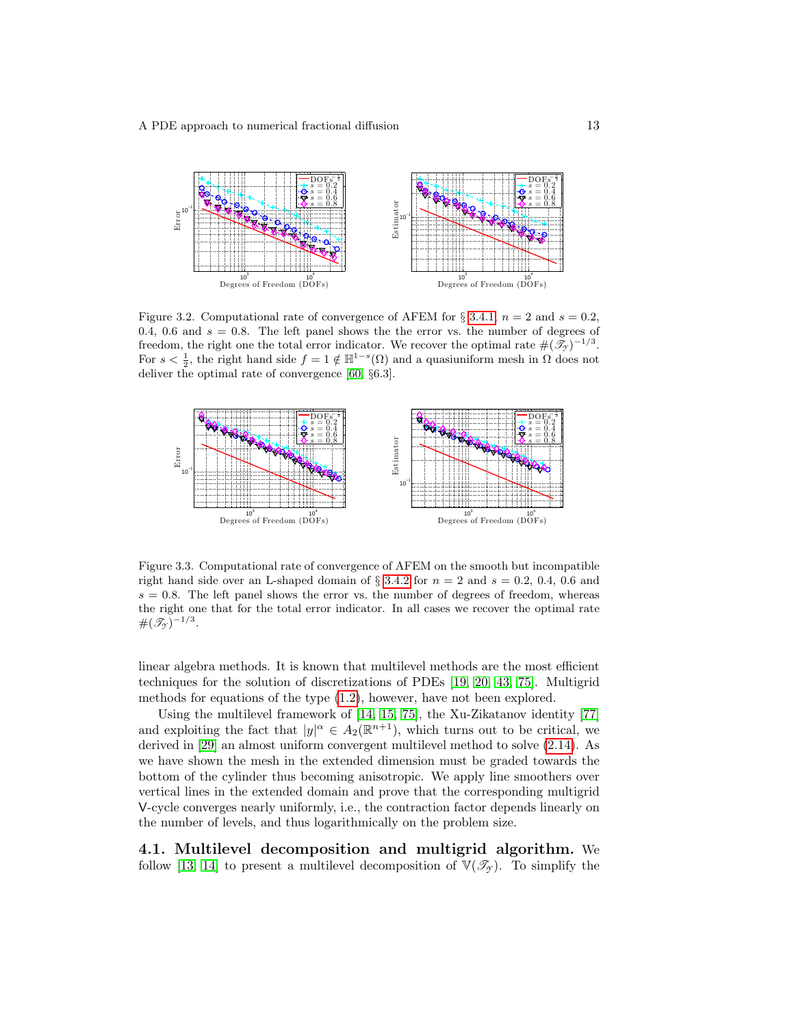Figure 3.2. Computational rate of convergence of AFEM for § 3.4.1, $n = 2$ and $s = 0.2$, 0.4, 0.6 and $s = 0.8$. The left panel shows the the error vs. the number of degrees of freedom, the right one the total error indicator. We recover the optimal rate $\#(\mathscr{T}_{\mathscr{Y}})^{-1/3}$. For $s < \frac{1}{2}$, the right hand side $f = 1 \notin \mathbb{H}^{1-s}(\Omega)$ and a quasiuniform mesh in $\Omega$ does not deliver the optimal rate of convergence [60, §6.3].

Figure 3.3. Computational rate of convergence of AFEM on the smooth but incompatible right hand side over an L-shaped domain of § 3.4.2 for $n = 2$ and $s = 0.2$, 0.4, 0.6 and $s = 0.8$. The left panel shows the error vs. the number of degrees of freedom, whereas the right one that for the total error indicator. In all cases we recover the optimal rate $\#(\mathscr{T}_{\mathscr{Y}})^{-1/3}$.

linear algebra methods. It is known that multilevel methods are the most efficient techniques for the solution of discretizations of PDEs [19, 20, 43, 75]. Multigrid methods for equations of the type (1.2), however, have not been explored.

Using the multilevel framework of [14, 15, 75], the Xu-Zikatanov identity [77] and exploiting the fact that $|y|^\alpha \in A_2(\mathbb{R}^{n+1})$, which turns out to be critical, we derived in [29] an almost uniform convergent multilevel method to solve (2.14). As we have shown the mesh in the extended dimension must be graded towards the bottom of the cylinder thus becoming anisotropic. We apply line smoothers over vertical lines in the extended domain and prove that the corresponding multigrid V-cycle converges nearly uniformly, i.e., the contraction factor depends linearly on the number of levels, and thus logarithmically on the problem size.

**4.1. Multilevel decomposition and multigrid algorithm.** We follow [13, 14] to present a multilevel decomposition of $\mathbb{V}(\mathscr{T}_{\mathscr{Y}})$. To simplify the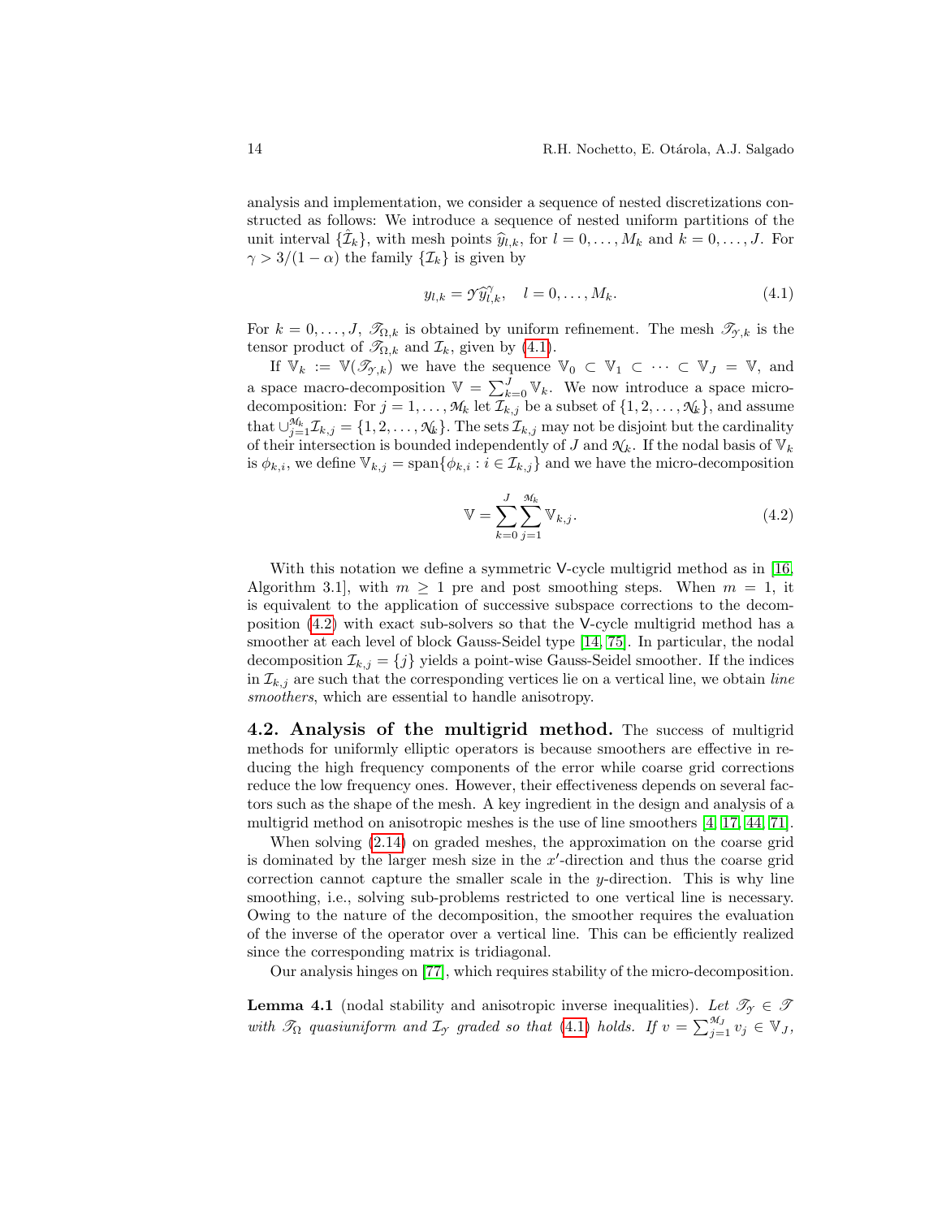analysis and implementation, we consider a sequence of nested discretizations constructed as follows: We introduce a sequence of nested uniform partitions of the unit interval $\{\hat{\mathcal{I}}_k\}$, with mesh points $\widehat{y}_{l,k}$, for $l = 0, \dots, M_k$ and $k = 0, \dots, J$. For $\gamma > 3/(1-\alpha)$ the family $\{\mathcal{I}_k\}$ is given by

$$y_{l,k} = \mathcal{Y}\widehat{y}_{l,k}^{\gamma}, \quad l = 0, \dots, M_k. \tag{4.1}$$

For $k = 0, \dots, J$, $\mathscr{T}_{\Omega,k}$ is obtained by uniform refinement. The mesh $\mathscr{T}_{\mathcal{Y},k}$ is the tensor product of $\mathscr{T}_{\Omega,k}$ and $\mathcal{I}_k$, given by (4.1).

If $\mathbb{V}_k := \mathbb{V}(\mathscr{T}_{\mathcal{Y},k})$ we have the sequence $\mathbb{V}_0 \subset \mathbb{V}_1 \subset \cdots \subset \mathbb{V}_J = \mathbb{V}$, and a space macro-decomposition $\mathbb{V} = \sum_{k=0}^{J} \mathbb{V}_k$. We now introduce a space micro-decomposition: For $j = 1, \dots, \mathcal{M}_k$ let $\mathcal{I}_{k,j}$ be a subset of $\{1, 2, \dots, \mathcal{N}_k\}$, and assume that $\cup_{j=1}^{\mathcal{M}_k} \mathcal{I}_{k,j} = \{1, 2, \dots, \mathcal{N}_k\}$. The sets $\mathcal{I}_{k,j}$ may not be disjoint but the cardinality of their intersection is bounded independently of $J$ and $\mathcal{N}_k$. If the nodal basis of $\mathbb{V}_k$ is $\phi_{k,i}$, we define $\mathbb{V}_{k,j} = \operatorname{span}\{\phi_{k,i} : i \in \mathcal{I}_{k,j}\}$ and we have the micro-decomposition

$$\mathbb{V} = \sum_{k=0}^{J} \sum_{j=1}^{\mathcal{M}_k} \mathbb{V}_{k,j}. \tag{4.2}$$

With this notation we define a symmetric V-cycle multigrid method as in [16, Algorithm 3.1], with $m \geq 1$ pre and post smoothing steps. When $m = 1$, it is equivalent to the application of successive subspace corrections to the decomposition (4.2) with exact sub-solvers so that the V-cycle multigrid method has a smoother at each level of block Gauss-Seidel type [14, 75]. In particular, the nodal decomposition $\mathcal{I}_{k,j} = \{j\}$ yields a point-wise Gauss-Seidel smoother. If the indices in $\mathcal{I}_{k,j}$ are such that the corresponding vertices lie on a vertical line, we obtain *line smoothers*, which are essential to handle anisotropy.

**4.2. Analysis of the multigrid method.** The success of multigrid methods for uniformly elliptic operators is because smoothers are effective in reducing the high frequency components of the error while coarse grid corrections reduce the low frequency ones. However, their effectiveness depends on several factors such as the shape of the mesh. A key ingredient in the design and analysis of a multigrid method on anisotropic meshes is the use of line smoothers [4, 17, 44, 71].

When solving (2.14) on graded meshes, the approximation on the coarse grid is dominated by the larger mesh size in the $x'$-direction and thus the coarse grid correction cannot capture the smaller scale in the $y$-direction. This is why line smoothing, i.e., solving sub-problems restricted to one vertical line is necessary. Owing to the nature of the decomposition, the smoother requires the evaluation of the inverse of the operator over a vertical line. This can be efficiently realized since the corresponding matrix is tridiagonal.

Our analysis hinges on [77], which requires stability of the micro-decomposition.

**Lemma 4.1** (nodal stability and anisotropic inverse inequalities). *Let $\mathscr{T}_{\mathcal{Y}} \in \mathscr{T}$ with $\mathscr{T}_{\Omega}$ quasiuniform and $\mathcal{I}_{\mathcal{Y}}$ graded so that (4.1) holds. If $v = \sum_{j=1}^{\mathcal{M}_J} v_j \in \mathbb{V}_J$,*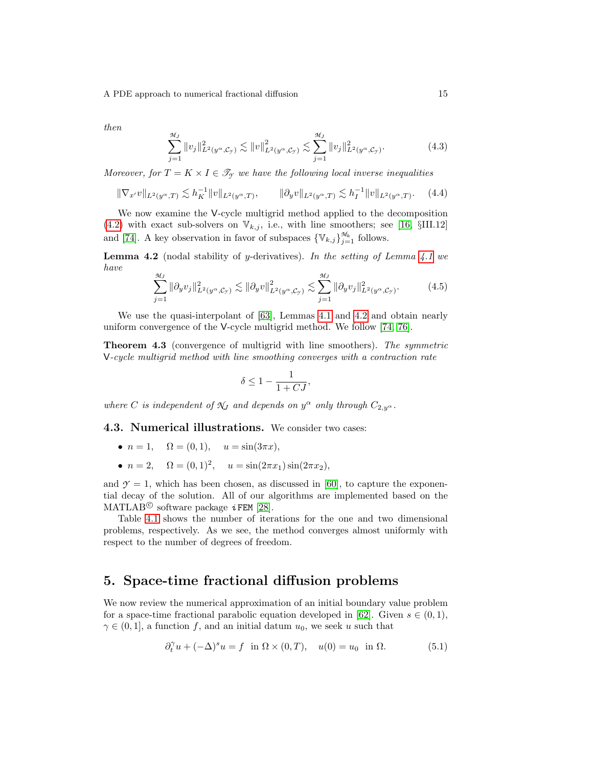*then*

$$\sum_{j=1}^{\mathcal{M}_J} \|v_j\|^2_{L^2(y^\alpha,\mathcal{C}_\mathcal{Y})} \lesssim \|v\|^2_{L^2(y^\alpha,\mathcal{C}_\mathcal{Y})} \lesssim \sum_{j=1}^{\mathcal{M}_J} \|v_j\|^2_{L^2(y^\alpha,\mathcal{C}_\mathcal{Y})}. \tag{4.3}$$

*Moreover, for $T = K \times I \in \mathscr{T}_\mathcal{Y}$ we have the following local inverse inequalities*

$$\|\nabla_{x'} v\|_{L^2(y^\alpha,T)} \lesssim h_K^{-1} \|v\|_{L^2(y^\alpha,T)}, \qquad \|\partial_y v\|_{L^2(y^\alpha,T)} \lesssim h_I^{-1} \|v\|_{L^2(y^\alpha,T)}. \tag{4.4}$$

We now examine the V-cycle multigrid method applied to the decomposition (4.2) with exact sub-solvers on $\mathbb{V}_{k,j}$, i.e., with line smoothers; see [16, §III.12] and [74]. A key observation in favor of subspaces $\{\mathbb{V}_{k,j}\}_{j=1}^{\mathcal{M}_k}$ follows.

**Lemma 4.2** (nodal stability of $y$-derivatives). *In the setting of Lemma 4.1 we have*

$$\sum_{j=1}^{\mathcal{M}_J} \|\partial_y v_j\|^2_{L^2(y^\alpha,\mathcal{C}_\mathcal{Y})} \lesssim \|\partial_y v\|^2_{L^2(y^\alpha,\mathcal{C}_\mathcal{Y})} \lesssim \sum_{j=1}^{\mathcal{M}_J} \|\partial_y v_j\|^2_{L^2(y^\alpha,\mathcal{C}_\mathcal{Y})}. \tag{4.5}$$

We use the quasi-interpolant of [63], Lemmas 4.1 and 4.2 and obtain nearly uniform convergence of the V-cycle multigrid method. We follow [74, 76].

**Theorem 4.3** (convergence of multigrid with line smoothers). *The symmetric V-cycle multigrid method with line smoothing converges with a contraction rate*

$$\delta \leq 1 - \frac{1}{1 + CJ},$$

*where $C$ is independent of $\mathcal{N}_J$ and depends on $y^\alpha$ only through $C_{2,y^\alpha}$.*

### 4.3. Numerical illustrations.

We consider two cases:

- $n = 1, \quad \Omega = (0,1), \quad u = \sin(3\pi x),$
- $n = 2, \quad \Omega = (0,1)^2, \quad u = \sin(2\pi x_1)\sin(2\pi x_2),$

and $\mathcal{Y} = 1$, which has been chosen, as discussed in [60], to capture the exponential decay of the solution. All of our algorithms are implemented based on the MATLAB© software package *i*FEM [28].

Table 4.1 shows the number of iterations for the one and two dimensional problems, respectively. As we see, the method converges almost uniformly with respect to the number of degrees of freedom.

## 5. Space-time fractional diffusion problems

We now review the numerical approximation of an initial boundary value problem for a space-time fractional parabolic equation developed in [62]. Given $s \in (0,1)$, $\gamma \in (0,1]$, a function $f$, and an initial datum $u_0$, we seek $u$ such that

$$\partial_t^\gamma u + (-\Delta)^s u = f \;\text{ in } \Omega \times (0,T), \quad u(0) = u_0 \;\text{ in } \Omega. \tag{5.1}$$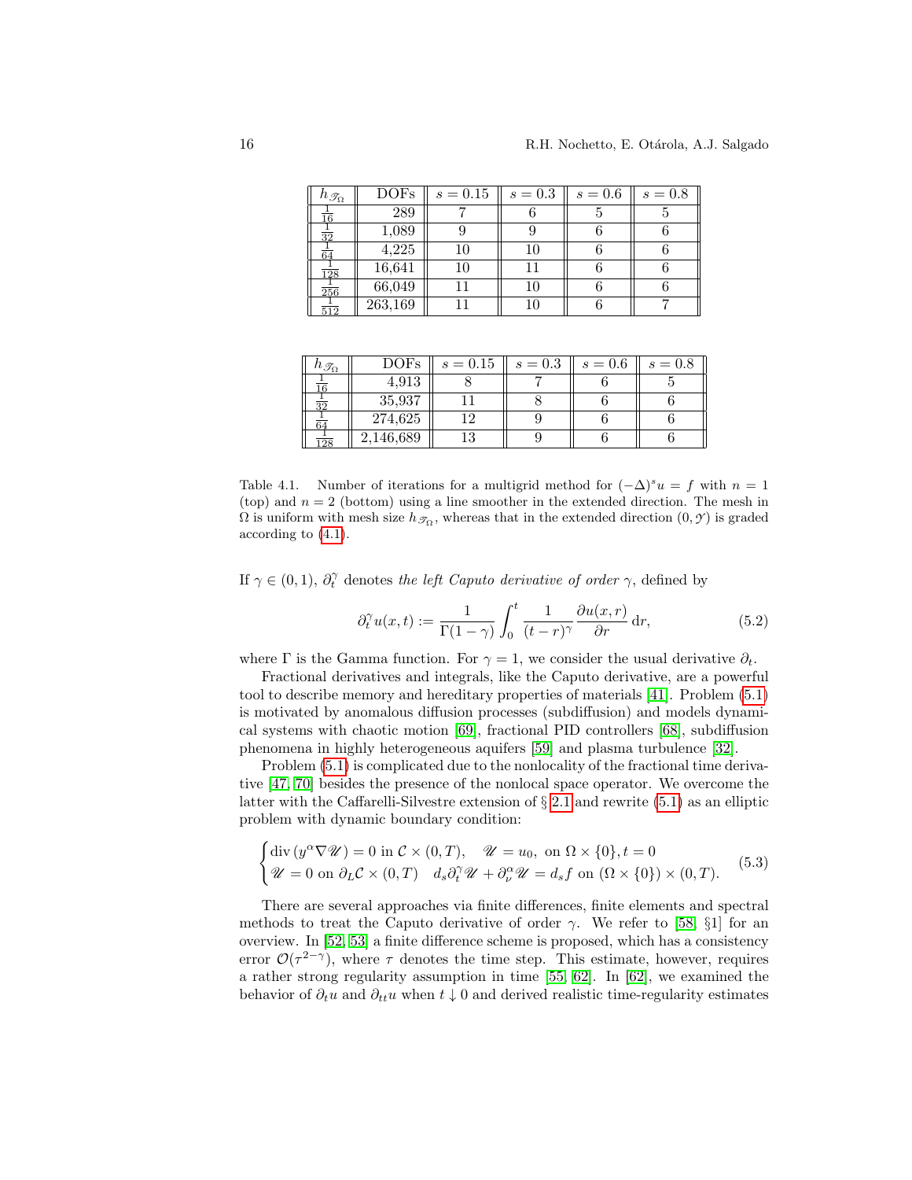| $h_{\mathscr{T}_\Omega}$ | DOFs | $s = 0.15$ | $s = 0.3$ | $s = 0.6$ | $s = 0.8$ |
|---|---|---|---|---|---|
| $\frac{1}{16}$ | 289 | 7 | 6 | 5 | 5 |
| $\frac{1}{32}$ | 1,089 | 9 | 9 | 6 | 6 |
| $\frac{1}{64}$ | 4,225 | 10 | 10 | 6 | 6 |
| $\frac{1}{128}$ | 16,641 | 10 | 11 | 6 | 6 |
| $\frac{1}{256}$ | 66,049 | 11 | 10 | 6 | 6 |
| $\frac{1}{512}$ | 263,169 | 11 | 10 | 6 | 7 |

| $h_{\mathscr{T}_\Omega}$ | DOFs | $s = 0.15$ | $s = 0.3$ | $s = 0.6$ | $s = 0.8$ |
|---|---|---|---|---|---|
| $\frac{1}{16}$ | 4,913 | 8 | 7 | 6 | 5 |
| $\frac{1}{32}$ | 35,937 | 11 | 8 | 6 | 6 |
| $\frac{1}{64}$ | 274,625 | 12 | 9 | 6 | 6 |
| $\frac{1}{128}$ | 2,146,689 | 13 | 9 | 6 | 6 |

Table 4.1. Number of iterations for a multigrid method for $(-\Delta)^s u = f$ with $n = 1$ (top) and $n = 2$ (bottom) using a line smoother in the extended direction. The mesh in $\Omega$ is uniform with mesh size $h_{\mathscr{T}_\Omega}$, whereas that in the extended direction $(0, \mathcal{Y})$ is graded according to (4.1).

If $\gamma \in (0, 1)$, $\partial_t^\gamma$ denotes *the left Caputo derivative of order* $\gamma$, defined by

$$\partial_t^\gamma u(x,t) := \frac{1}{\Gamma(1-\gamma)} \int_0^t \frac{1}{(t-r)^\gamma} \frac{\partial u(x,r)}{\partial r} \, \mathrm{d}r, \tag{5.2}$$

where $\Gamma$ is the Gamma function. For $\gamma = 1$, we consider the usual derivative $\partial_t$.

Fractional derivatives and integrals, like the Caputo derivative, are a powerful tool to describe memory and hereditary properties of materials [41]. Problem (5.1) is motivated by anomalous diffusion processes (subdiffusion) and models dynamical systems with chaotic motion [69], fractional PID controllers [68], subdiffusion phenomena in highly heterogeneous aquifers [59] and plasma turbulence [32].

Problem (5.1) is complicated due to the nonlocality of the fractional time derivative [47, 70] besides the presence of the nonlocal space operator. We overcome the latter with the Caffarelli-Silvestre extension of § 2.1 and rewrite (5.1) as an elliptic problem with dynamic boundary condition:

$$\begin{cases} \operatorname{div}(y^\alpha \nabla \mathscr{U}) = 0 \text{ in } \mathcal{C} \times (0,T), \quad \mathscr{U} = u_0, \text{ on } \Omega \times \{0\}, t = 0 \\ \mathscr{U} = 0 \text{ on } \partial_L \mathcal{C} \times (0,T) \quad d_s \partial_t^\gamma \mathscr{U} + \partial_\nu^\alpha \mathscr{U} = d_s f \text{ on } (\Omega \times \{0\}) \times (0,T). \end{cases} \tag{5.3}$$

There are several approaches via finite differences, finite elements and spectral methods to treat the Caputo derivative of order $\gamma$. We refer to [58, §1] for an overview. In [52, 53] a finite difference scheme is proposed, which has a consistency error $\mathcal{O}(\tau^{2-\gamma})$, where $\tau$ denotes the time step. This estimate, however, requires a rather strong regularity assumption in time [55, 62]. In [62], we examined the behavior of $\partial_t u$ and $\partial_{tt} u$ when $t \downarrow 0$ and derived realistic time-regularity estimates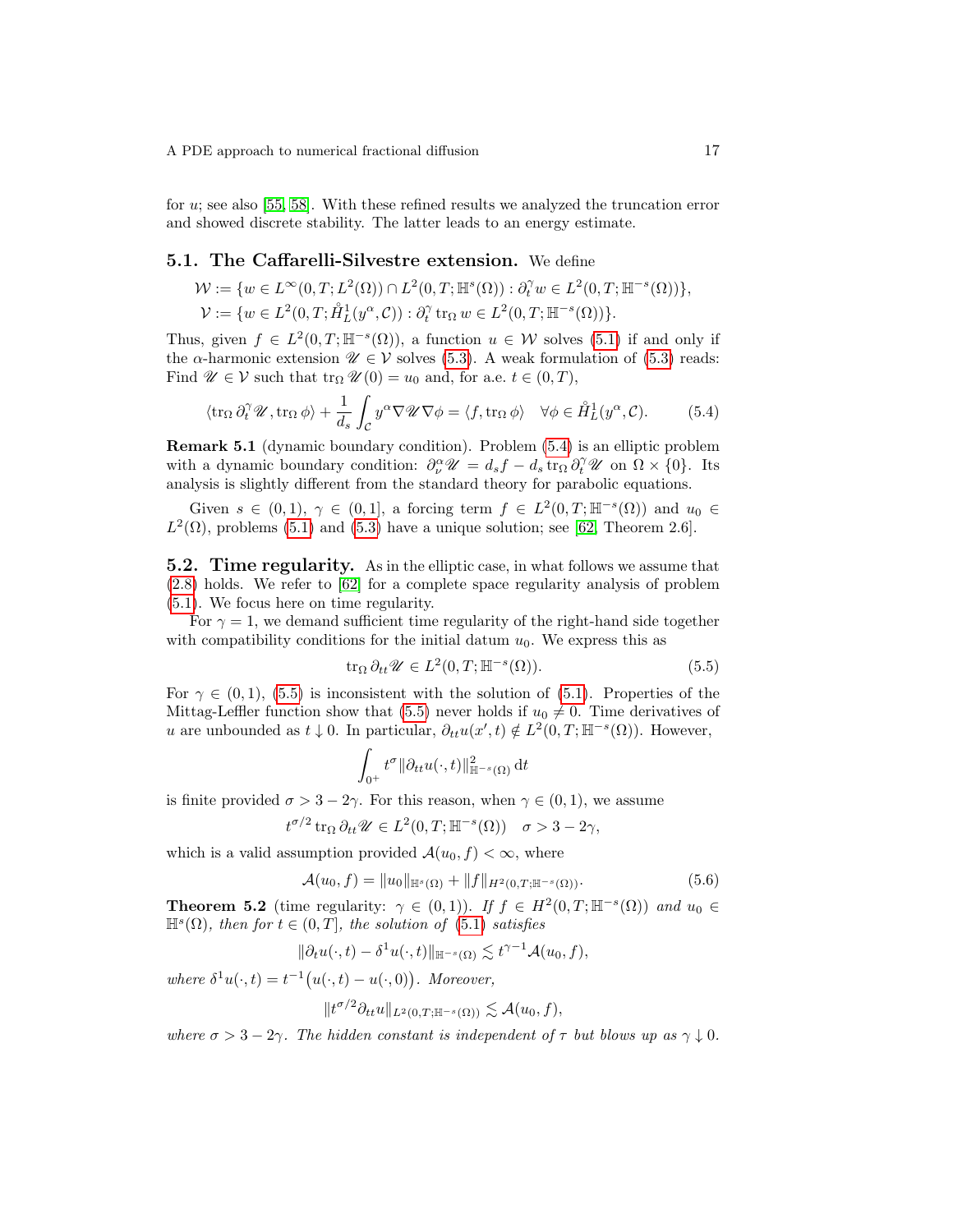for $u$; see also [55, 58]. With these refined results we analyzed the truncation error and showed discrete stability. The latter leads to an energy estimate.

### 5.1. The Caffarelli-Silvestre extension.

We define

$$
\begin{aligned}
\mathcal{W} &:= \{w \in L^\infty(0,T;L^2(\Omega)) \cap L^2(0,T;\mathbb{H}^s(\Omega)) : \partial_t^\gamma w \in L^2(0,T;\mathbb{H}^{-s}(\Omega))\}, \\
\mathcal{V} &:= \{w \in L^2(0,T;\mathring{H}_L^1(y^\alpha,\mathcal{C})) : \partial_t^\gamma \operatorname{tr}_\Omega w \in L^2(0,T;\mathbb{H}^{-s}(\Omega))\}.
\end{aligned}
$$

Thus, given $f \in L^2(0,T;\mathbb{H}^{-s}(\Omega))$, a function $u \in \mathcal{W}$ solves (5.1) if and only if the $\alpha$-harmonic extension $\mathscr{U} \in \mathcal{V}$ solves (5.3). A weak formulation of (5.3) reads: Find $\mathscr{U} \in \mathcal{V}$ such that $\operatorname{tr}_\Omega \mathscr{U}(0) = u_0$ and, for a.e. $t \in (0,T)$,

$$
\langle \operatorname{tr}_\Omega \partial_t^\gamma \mathscr{U}, \operatorname{tr}_\Omega \phi \rangle + \frac{1}{d_s} \int_{\mathcal{C}} y^\alpha \nabla \mathscr{U} \nabla \phi = \langle f, \operatorname{tr}_\Omega \phi \rangle \quad \forall \phi \in \mathring{H}_L^1(y^\alpha,\mathcal{C}). \tag{5.4}
$$

**Remark 5.1** (dynamic boundary condition). Problem (5.4) is an elliptic problem with a dynamic boundary condition: $\partial_\nu^\alpha \mathscr{U} = d_s f - d_s \operatorname{tr}_\Omega \partial_t^\gamma \mathscr{U}$ on $\Omega \times \{0\}$. Its analysis is slightly different from the standard theory for parabolic equations.

Given $s \in (0,1)$, $\gamma \in (0,1]$, a forcing term $f \in L^2(0,T;\mathbb{H}^{-s}(\Omega))$ and $u_0 \in L^2(\Omega)$, problems (5.1) and (5.3) have a unique solution; see [62, Theorem 2.6].

### 5.2. Time regularity.

As in the elliptic case, in what follows we assume that (2.8) holds. We refer to [62] for a complete space regularity analysis of problem (5.1). We focus here on time regularity.

For $\gamma = 1$, we demand sufficient time regularity of the right-hand side together with compatibility conditions for the initial datum $u_0$. We express this as

$$
\operatorname{tr}_\Omega \partial_{tt} \mathscr{U} \in L^2(0,T;\mathbb{H}^{-s}(\Omega)). \tag{5.5}
$$

For $\gamma \in (0,1)$, (5.5) is inconsistent with the solution of (5.1). Properties of the Mittag-Leffler function show that (5.5) never holds if $u_0 \neq 0$. Time derivatives of $u$ are unbounded as $t \downarrow 0$. In particular, $\partial_{tt} u(x',t) \notin L^2(0,T;\mathbb{H}^{-s}(\Omega))$. However,

$$
\int_{0^+} t^\sigma \|\partial_{tt} u(\cdot,t)\|_{\mathbb{H}^{-s}(\Omega)}^2 \, \mathrm{d}t
$$

is finite provided $\sigma > 3 - 2\gamma$. For this reason, when $\gamma \in (0,1)$, we assume

$$
t^{\sigma/2} \operatorname{tr}_\Omega \partial_{tt} \mathscr{U} \in L^2(0,T;\mathbb{H}^{-s}(\Omega)) \quad \sigma > 3 - 2\gamma,
$$

which is a valid assumption provided $\mathcal{A}(u_0,f) < \infty$, where

$$
\mathcal{A}(u_0,f) = \|u_0\|_{\mathbb{H}^s(\Omega)} + \|f\|_{H^2(0,T;\mathbb{H}^{-s}(\Omega))}. \tag{5.6}
$$

**Theorem 5.2** (time regularity: $\gamma \in (0,1)$). *If $f \in H^2(0,T;\mathbb{H}^{-s}(\Omega))$ and $u_0 \in \mathbb{H}^s(\Omega)$, then for $t \in (0,T]$, the solution of (5.1) satisfies*

$$
\|\partial_t u(\cdot,t) - \delta^1 u(\cdot,t)\|_{\mathbb{H}^{-s}(\Omega)} \lesssim t^{\gamma-1} \mathcal{A}(u_0,f),
$$

*where $\delta^1 u(\cdot,t) = t^{-1}\big(u(\cdot,t) - u(\cdot,0)\big)$. Moreover,*

$$
\|t^{\sigma/2} \partial_{tt} u\|_{L^2(0,T;\mathbb{H}^{-s}(\Omega))} \lesssim \mathcal{A}(u_0,f),
$$

*where $\sigma > 3 - 2\gamma$. The hidden constant is independent of $\tau$ but blows up as $\gamma \downarrow 0$.*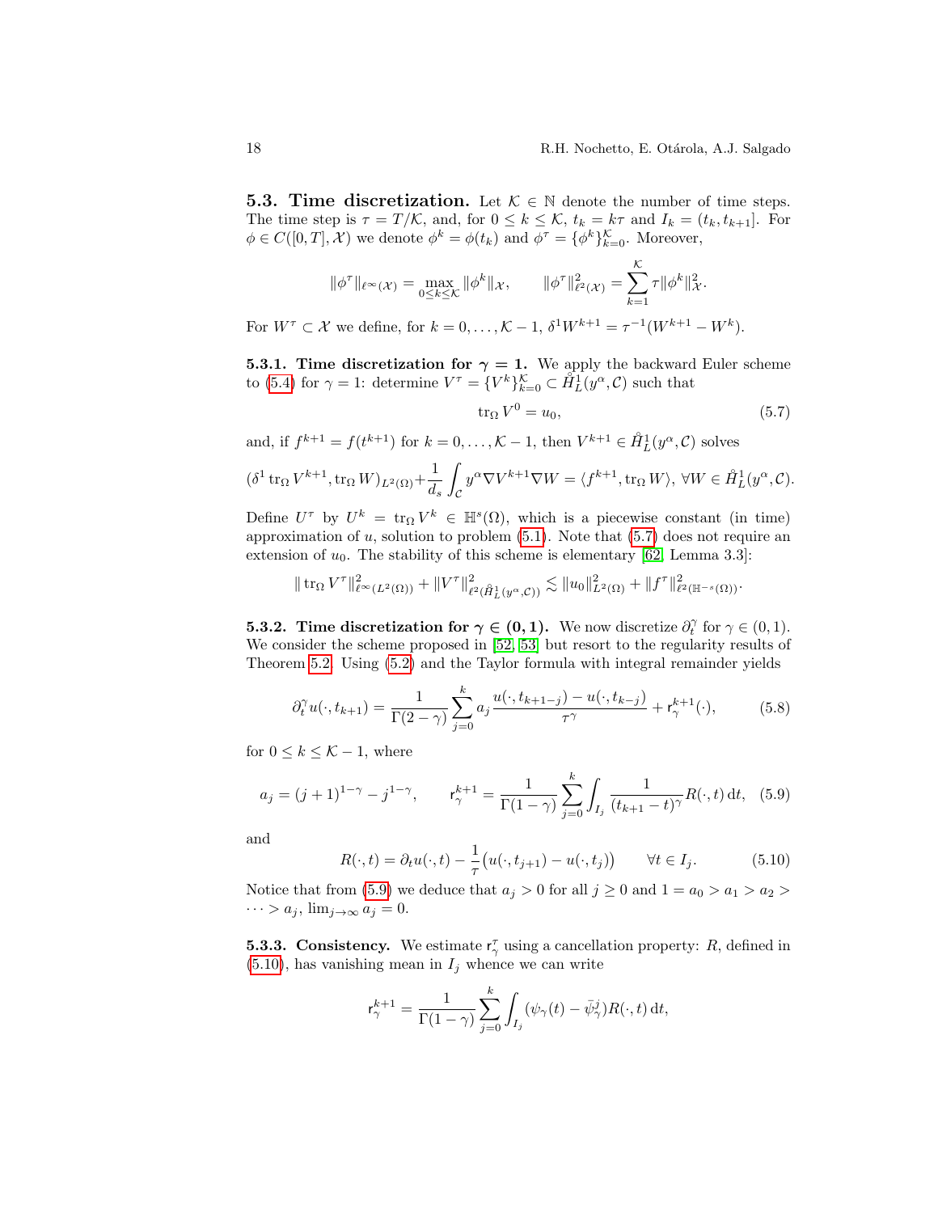### 5.3. Time discretization.

Let $\mathcal{K} \in \mathbb{N}$ denote the number of time steps. The time step is $\tau = T/\mathcal{K}$, and, for $0 \le k \le \mathcal{K}$, $t_k = k\tau$ and $I_k = (t_k, t_{k+1}]$. For $\phi \in C([0,T], \mathcal{X})$ we denote $\phi^k = \phi(t_k)$ and $\phi^\tau = \{\phi^k\}_{k=0}^{\mathcal{K}}$. Moreover,

$$\|\phi^\tau\|_{\ell^\infty(\mathcal{X})} = \max_{0\le k \le \mathcal{K}} \|\phi^k\|_{\mathcal{X}}, \qquad \|\phi^\tau\|^2_{\ell^2(\mathcal{X})} = \sum_{k=1}^{\mathcal{K}} \tau \|\phi^k\|^2_{\mathcal{X}}.$$

For $W^\tau \subset \mathcal{X}$ we define, for $k = 0, \dots, \mathcal{K}-1$, $\delta^1 W^{k+1} = \tau^{-1}(W^{k+1} - W^k)$.

#### 5.3.1. Time discretization for $\gamma = 1$.

We apply the backward Euler scheme to (5.4) for $\gamma = 1$: determine $V^\tau = \{V^k\}_{k=0}^{\mathcal{K}} \subset \mathring{H}^1_L(y^\alpha, \mathcal{C})$ such that

$$\operatorname{tr}_\Omega V^0 = u_0, \tag{5.7}$$

and, if $f^{k+1} = f(t^{k+1})$ for $k = 0, \dots, \mathcal{K}-1$, then $V^{k+1} \in \mathring{H}^1_L(y^\alpha, \mathcal{C})$ solves

$$(\delta^1 \operatorname{tr}_\Omega V^{k+1}, \operatorname{tr}_\Omega W)_{L^2(\Omega)} + \frac{1}{d_s} \int_{\mathcal{C}} y^\alpha \nabla V^{k+1} \nabla W = \langle f^{k+1}, \operatorname{tr}_\Omega W \rangle, \ \forall W \in \mathring{H}^1_L(y^\alpha, \mathcal{C}).$$

Define $U^\tau$ by $U^k = \operatorname{tr}_\Omega V^k \in \mathbb{H}^s(\Omega)$, which is a piecewise constant (in time) approximation of $u$, solution to problem (5.1). Note that (5.7) does not require an extension of $u_0$. The stability of this scheme is elementary [62, Lemma 3.3]:

$$\|\operatorname{tr}_\Omega V^\tau\|^2_{\ell^\infty(L^2(\Omega))} + \|V^\tau\|^2_{\ell^2(\mathring{H}^1_L(y^\alpha, \mathcal{C}))} \lesssim \|u_0\|^2_{L^2(\Omega)} + \|f^\tau\|^2_{\ell^2(\mathbb{H}^{-s}(\Omega))}.$$

#### 5.3.2. Time discretization for $\gamma \in (0,1)$.

We now discretize $\partial_t^\gamma$ for $\gamma \in (0,1)$. We consider the scheme proposed in [52, 53] but resort to the regularity results of Theorem 5.2. Using (5.2) and the Taylor formula with integral remainder yields

$$\partial_t^\gamma u(\cdot, t_{k+1}) = \frac{1}{\Gamma(2-\gamma)} \sum_{j=0}^{k} a_j \frac{u(\cdot, t_{k+1-j}) - u(\cdot, t_{k-j})}{\tau^\gamma} + \mathsf{r}_\gamma^{k+1}(\cdot), \tag{5.8}$$

for $0 \le k \le \mathcal{K}-1$, where

$$a_j = (j+1)^{1-\gamma} - j^{1-\gamma}, \qquad \mathsf{r}_\gamma^{k+1} = \frac{1}{\Gamma(1-\gamma)} \sum_{j=0}^{k} \int_{I_j} \frac{1}{(t_{k+1}-t)^\gamma} R(\cdot, t) \, \mathrm{d}t, \tag{5.9}$$

and

$$R(\cdot, t) = \partial_t u(\cdot, t) - \frac{1}{\tau}\big(u(\cdot, t_{j+1}) - u(\cdot, t_j)\big) \qquad \forall t \in I_j. \tag{5.10}$$

Notice that from (5.9) we deduce that $a_j > 0$ for all $j \ge 0$ and $1 = a_0 > a_1 > a_2 > \dots > a_j$, $\lim_{j\to\infty} a_j = 0$.

#### 5.3.3. Consistency.

We estimate $\mathsf{r}_\gamma^\tau$ using a cancellation property: $R$, defined in (5.10), has vanishing mean in $I_j$ whence we can write

$$\mathsf{r}_\gamma^{k+1} = \frac{1}{\Gamma(1-\gamma)} \sum_{j=0}^{k} \int_{I_j} (\psi_\gamma(t) - \bar{\psi}_\gamma^j) R(\cdot, t) \, \mathrm{d}t,$$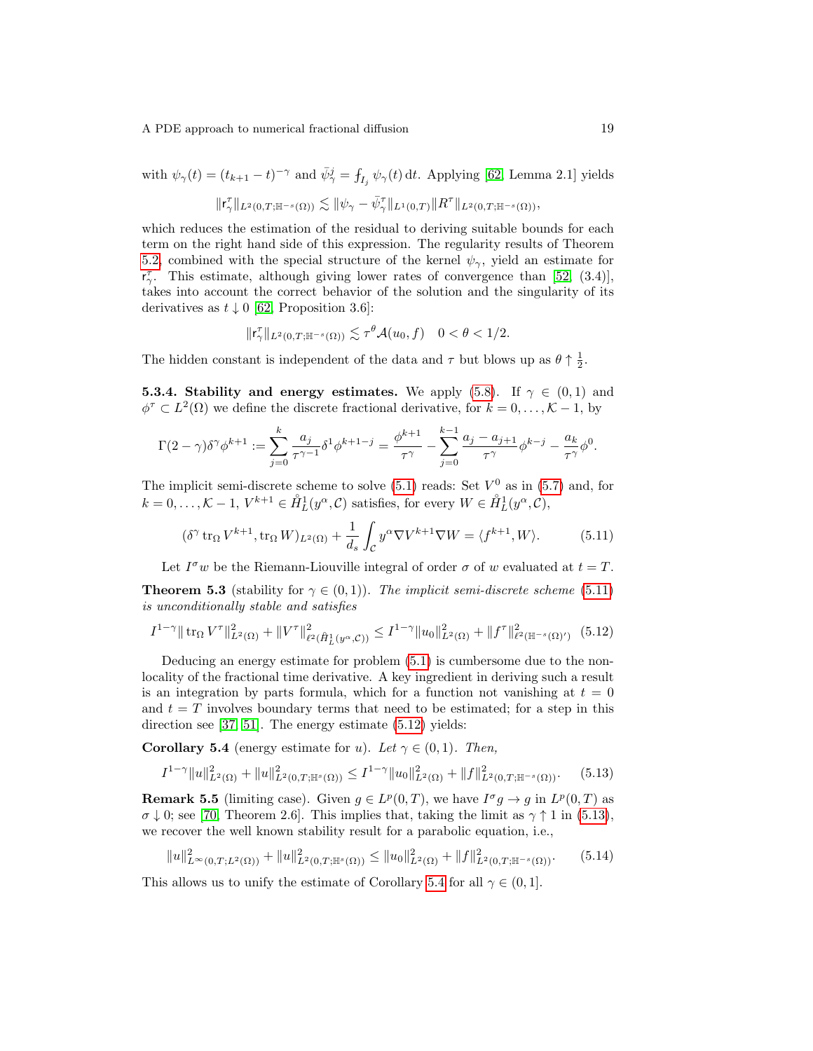with $\psi_\gamma(t) = (t_{k+1} - t)^{-\gamma}$ and $\bar{\psi}_\gamma^j = ⨍_{I_j} \psi_\gamma(t)\,\mathrm{d}t$. Applying [62, Lemma 2.1] yields

$$\|\mathsf{r}_\gamma^\tau\|_{L^2(0,T;\mathbb{H}^{-s}(\Omega))} \lesssim \|\psi_\gamma - \bar{\psi}_\gamma^\tau\|_{L^1(0,T)} \|R^\tau\|_{L^2(0,T;\mathbb{H}^{-s}(\Omega))},$$

which reduces the estimation of the residual to deriving suitable bounds for each term on the right hand side of this expression. The regularity results of Theorem 5.2, combined with the special structure of the kernel $\psi_\gamma$, yield an estimate for $\mathsf{r}_\gamma^\tau$. This estimate, although giving lower rates of convergence than [52, (3.4)], takes into account the correct behavior of the solution and the singularity of its derivatives as $t \downarrow 0$ [62, Proposition 3.6]:

$$\|\mathsf{r}_\gamma^\tau\|_{L^2(0,T;\mathbb{H}^{-s}(\Omega))} \lesssim \tau^\theta \mathcal{A}(u_0, f) \quad 0 < \theta < 1/2.$$

The hidden constant is independent of the data and $\tau$ but blows up as $\theta \uparrow \frac{1}{2}$.

**5.3.4. Stability and energy estimates.** We apply (5.8). If $\gamma \in (0,1)$ and $\phi^\tau \subset L^2(\Omega)$ we define the discrete fractional derivative, for $k = 0, \ldots, \mathcal{K}-1$, by

$$\Gamma(2-\gamma)\delta^\gamma \phi^{k+1} := \sum_{j=0}^{k} \frac{a_j}{\tau^{\gamma-1}} \delta^1 \phi^{k+1-j} = \frac{\phi^{k+1}}{\tau^\gamma} - \sum_{j=0}^{k-1} \frac{a_j - a_{j+1}}{\tau^\gamma} \phi^{k-j} - \frac{a_k}{\tau^\gamma}\phi^0.$$

The implicit semi-discrete scheme to solve (5.1) reads: Set $V^0$ as in (5.7) and, for $k = 0, \ldots, \mathcal{K}-1$, $V^{k+1} \in \mathring{H}_L^1(y^\alpha, \mathcal{C})$ satisfies, for every $W \in \mathring{H}_L^1(y^\alpha, \mathcal{C})$,

$$(\delta^\gamma \operatorname{tr}_\Omega V^{k+1}, \operatorname{tr}_\Omega W)_{L^2(\Omega)} + \frac{1}{d_s}\int_{\mathcal{C}} y^\alpha \nabla V^{k+1} \nabla W = \langle f^{k+1}, W \rangle. \tag{5.11}$$

Let $I^\sigma w$ be the Riemann-Liouville integral of order $\sigma$ of $w$ evaluated at $t = T$.

**Theorem 5.3** (stability for $\gamma \in (0,1)$). *The implicit semi-discrete scheme (5.11) is unconditionally stable and satisfies*

$$I^{1-\gamma}\|\operatorname{tr}_\Omega V^\tau\|_{L^2(\Omega)}^2 + \|V^\tau\|_{\ell^2(\mathring{H}_L^1(y^\alpha,\mathcal{C}))}^2 \le I^{1-\gamma}\|u_0\|_{L^2(\Omega)}^2 + \|f^\tau\|_{\ell^2(\mathbb{H}^{-s}(\Omega)')}^2 \tag{5.12}$$

Deducing an energy estimate for problem (5.1) is cumbersome due to the nonlocality of the fractional time derivative. A key ingredient in deriving such a result is an integration by parts formula, which for a function not vanishing at $t = 0$ and $t = T$ involves boundary terms that need to be estimated; for a step in this direction see [37, 51]. The energy estimate (5.12) yields:

**Corollary 5.4** (energy estimate for $u$). *Let $\gamma \in (0,1)$. Then,*

$$I^{1-\gamma}\|u\|_{L^2(\Omega)}^2 + \|u\|_{L^2(0,T;\mathbb{H}^s(\Omega))}^2 \le I^{1-\gamma}\|u_0\|_{L^2(\Omega)}^2 + \|f\|_{L^2(0,T;\mathbb{H}^{-s}(\Omega))}^2. \tag{5.13}$$

**Remark 5.5** (limiting case). Given $g \in L^p(0,T)$, we have $I^\sigma g \to g$ in $L^p(0,T)$ as $\sigma \downarrow 0$; see [70, Theorem 2.6]. This implies that, taking the limit as $\gamma \uparrow 1$ in (5.13), we recover the well known stability result for a parabolic equation, i.e.,

$$\|u\|_{L^\infty(0,T;L^2(\Omega))}^2 + \|u\|_{L^2(0,T;\mathbb{H}^s(\Omega))}^2 \le \|u_0\|_{L^2(\Omega)}^2 + \|f\|_{L^2(0,T;\mathbb{H}^{-s}(\Omega))}^2. \tag{5.14}$$

This allows us to unify the estimate of Corollary 5.4 for all $\gamma \in (0,1]$.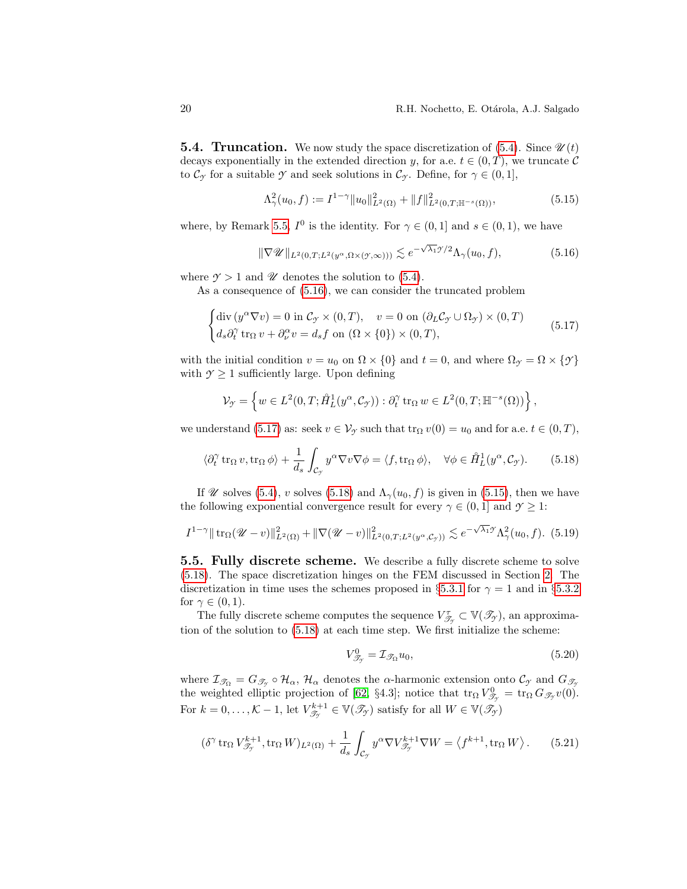### 5.4. Truncation.

We now study the space discretization of (5.4). Since $\mathscr{U}(t)$ decays exponentially in the extended direction $y$, for a.e. $t \in (0,T)$, we truncate $\mathcal{C}$ to $\mathcal{C}_{\mathscr{Y}}$ for a suitable $\mathscr{Y}$ and seek solutions in $\mathcal{C}_{\mathscr{Y}}$. Define, for $\gamma \in (0,1]$,

$$\Lambda_\gamma^2(u_0,f) := I^{1-\gamma}\|u_0\|^2_{L^2(\Omega)} + \|f\|^2_{L^2(0,T;\mathbb{H}^{-s}(\Omega))}, \tag{5.15}$$

where, by Remark 5.5, $I^0$ is the identity. For $\gamma \in (0,1]$ and $s \in (0,1)$, we have

$$\|\nabla \mathscr{U}\|_{L^2(0,T;L^2(y^\alpha,\Omega\times(\mathscr{Y},\infty)))} \lesssim e^{-\sqrt{\lambda_1}\mathscr{Y}/2}\Lambda_\gamma(u_0,f), \tag{5.16}$$

where $\mathscr{Y} > 1$ and $\mathscr{U}$ denotes the solution to (5.4).

As a consequence of (5.16), we can consider the truncated problem

$$\begin{cases} \operatorname{div}(y^\alpha \nabla v) = 0 \text{ in } \mathcal{C}_{\mathscr{Y}} \times (0,T), \quad v = 0 \text{ on } (\partial_L \mathcal{C}_{\mathscr{Y}} \cup \Omega_{\mathscr{Y}}) \times (0,T) \\ d_s \partial_t^\gamma \operatorname{tr}_\Omega v + \partial_\nu^\alpha v = d_s f \text{ on } (\Omega \times \{0\}) \times (0,T), \end{cases} \tag{5.17}$$

with the initial condition $v = u_0$ on $\Omega \times \{0\}$ and $t = 0$, and where $\Omega_{\mathscr{Y}} = \Omega \times \{\mathscr{Y}\}$ with $\mathscr{Y} \geq 1$ sufficiently large. Upon defining

$$\mathcal{V}_{\mathscr{Y}} = \left\{ w \in L^2(0,T;\mathring{H}^1_L(y^\alpha,\mathcal{C}_{\mathscr{Y}})) : \partial_t^\gamma \operatorname{tr}_\Omega w \in L^2(0,T;\mathbb{H}^{-s}(\Omega)) \right\},$$

we understand (5.17) as: seek $v \in \mathcal{V}_{\mathscr{Y}}$ such that $\operatorname{tr}_\Omega v(0) = u_0$ and for a.e. $t \in (0,T)$,

$$\langle \partial_t^\gamma \operatorname{tr}_\Omega v, \operatorname{tr}_\Omega \phi \rangle + \frac{1}{d_s}\int_{\mathcal{C}_{\mathscr{Y}}} y^\alpha \nabla v \nabla \phi = \langle f, \operatorname{tr}_\Omega \phi \rangle, \quad \forall \phi \in \mathring{H}^1_L(y^\alpha,\mathcal{C}_{\mathscr{Y}}). \tag{5.18}$$

If $\mathscr{U}$ solves (5.4), $v$ solves (5.18) and $\Lambda_\gamma(u_0,f)$ is given in (5.15), then we have the following exponential convergence result for every $\gamma \in (0,1]$ and $\mathscr{Y} \geq 1$:

$$I^{1-\gamma}\|\operatorname{tr}_\Omega(\mathscr{U} - v)\|^2_{L^2(\Omega)} + \|\nabla(\mathscr{U} - v)\|^2_{L^2(0,T;L^2(y^\alpha,\mathcal{C}_{\mathscr{Y}}))} \lesssim e^{-\sqrt{\lambda_1}\mathscr{Y}}\Lambda_\gamma^2(u_0,f). \tag{5.19}$$

### 5.5. Fully discrete scheme.

We describe a fully discrete scheme to solve (5.18). The space discretization hinges on the FEM discussed in Section 2. The discretization in time uses the schemes proposed in §5.3.1 for $\gamma = 1$ and in §5.3.2 for $\gamma \in (0,1)$.

The fully discrete scheme computes the sequence $V^\tau_{\mathscr{T}_{\mathscr{Y}}} \subset \mathbb{V}(\mathscr{T}_{\mathscr{Y}})$, an approximation of the solution to (5.18) at each time step. We first initialize the scheme:

$$V^0_{\mathscr{T}_{\mathscr{Y}}} = \mathcal{I}_{\mathscr{T}_\Omega} u_0, \tag{5.20}$$

where $\mathcal{I}_{\mathscr{T}_\Omega} = G_{\mathscr{T}_{\mathscr{Y}}} \circ \mathcal{H}_\alpha$, $\mathcal{H}_\alpha$ denotes the $\alpha$-harmonic extension onto $\mathcal{C}_{\mathscr{Y}}$ and $G_{\mathscr{T}_{\mathscr{Y}}}$ the weighted elliptic projection of [62, §4.3]; notice that $\operatorname{tr}_\Omega V^0_{\mathscr{T}_{\mathscr{Y}}} = \operatorname{tr}_\Omega G_{\mathscr{T}_{\mathscr{Y}}} v(0)$. For $k = 0, \ldots, \mathcal{K} - 1$, let $V^{k+1}_{\mathscr{T}_{\mathscr{Y}}} \in \mathbb{V}(\mathscr{T}_{\mathscr{Y}})$ satisfy for all $W \in \mathbb{V}(\mathscr{T}_{\mathscr{Y}})$

$$(\delta^\gamma \operatorname{tr}_\Omega V^{k+1}_{\mathscr{T}_{\mathscr{Y}}}, \operatorname{tr}_\Omega W)_{L^2(\Omega)} + \frac{1}{d_s}\int_{\mathcal{C}_{\mathscr{Y}}} y^\alpha \nabla V^{k+1}_{\mathscr{T}_{\mathscr{Y}}} \nabla W = \langle f^{k+1}, \operatorname{tr}_\Omega W \rangle. \tag{5.21}$$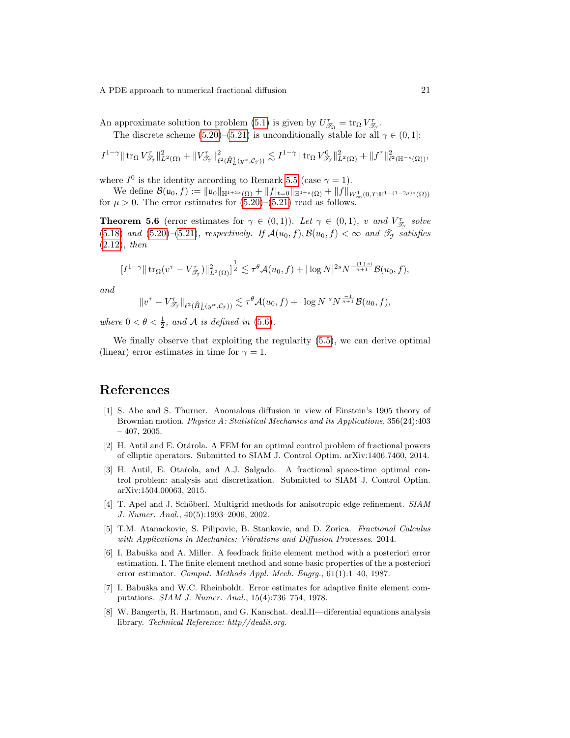An approximate solution to problem (5.1) is given by $U^{\tau}_{\mathscr{T}_\Omega} = \operatorname{tr}_\Omega V^{\tau}_{\mathscr{T}_\mathcal{Y}}$.

The discrete scheme (5.20)–(5.21) is unconditionally stable for all $\gamma \in (0,1]$:

$$I^{1-\gamma} \| \operatorname{tr}_\Omega V^{\tau}_{\mathscr{T}_\mathcal{Y}} \|^2_{L^2(\Omega)} + \| V^{\tau}_{\mathscr{T}_\mathcal{Y}} \|^2_{\ell^2(\mathring{H}^1_L(y^\alpha, \mathcal{C}_\mathcal{Y}))} \lesssim I^{1-\gamma} \| \operatorname{tr}_\Omega V^{0}_{\mathscr{T}_\mathcal{Y}} \|^2_{L^2(\Omega)} + \| f^\tau \|^2_{\ell^2(\mathbb{H}^{-s}(\Omega))},$$

where $I^0$ is the identity according to Remark 5.5 (case $\gamma = 1$).

We define $\mathcal{B}(\mathsf{u}_0, f) := \|\mathsf{u}_0\|_{\mathbb{H}^{1+3s}(\Omega)} + \|f|_{t=0}\|_{\mathbb{H}^{1+s}(\Omega)} + \|f\|_{W^1_\infty(0,T;\mathbb{H}^{1-(1-2\mu)s}(\Omega))}$ for $\mu > 0$. The error estimates for (5.20)–(5.21) read as follows.

**Theorem 5.6** (error estimates for $\gamma \in (0,1)$). *Let $\gamma \in (0,1)$, $v$ and $V^{\tau}_{\mathscr{T}_\mathcal{Y}}$ solve (5.18) and (5.20)–(5.21), respectively. If $\mathcal{A}(u_0, f), \mathcal{B}(u_0, f) < \infty$ and $\mathscr{T}_\mathcal{Y}$ satisfies (2.12), then*

$$[I^{1-\gamma} \| \operatorname{tr}_\Omega (v^\tau - V^{\tau}_{\mathscr{T}_\mathcal{Y}}) \|^2_{L^2(\Omega)}]^{\frac{1}{2}} \lesssim \tau^\theta \mathcal{A}(u_0, f) + |\log N|^{2s} N^{\frac{-(1+s)}{n+1}} \mathcal{B}(u_0, f),$$

*and*

$$\| v^\tau - V^{\tau}_{\mathscr{T}_\mathcal{Y}} \|_{\ell^2(\mathring{H}^1_L(y^\alpha, \mathcal{C}_\mathcal{Y}))} \lesssim \tau^\theta \mathcal{A}(u_0, f) + |\log N|^{s} N^{\frac{-1}{n+1}} \mathcal{B}(u_0, f),$$

*where $0 < \theta < \frac{1}{2}$, and $\mathcal{A}$ is defined in (5.6).*

We finally observe that exploiting the regularity (5.5), we can derive optimal (linear) error estimates in time for $\gamma = 1$.

# References

[1] S. Abe and S. Thurner. Anomalous diffusion in view of Einstein's 1905 theory of Brownian motion. *Physica A: Statistical Mechanics and its Applications*, 356(24):403 – 407, 2005.

[2] H. Antil and E. Otárola. A FEM for an optimal control problem of fractional powers of elliptic operators. Submitted to SIAM J. Control Optim. arXiv:1406.7460, 2014.

[3] H. Antil, E. Otaŕola, and A.J. Salgado. A fractional space-time optimal control problem: analysis and discretization. Submitted to SIAM J. Control Optim. arXiv:1504.00063, 2015.

[4] T. Apel and J. Schöberl. Multigrid methods for anisotropic edge refinement. *SIAM J. Numer. Anal.*, 40(5):1993–2006, 2002.

[5] T.M. Atanackovic, S. Pilipovic, B. Stankovic, and D. Zorica. *Fractional Calculus with Applications in Mechanics: Vibrations and Diffusion Processes*. 2014.

[6] I. Babuška and A. Miller. A feedback finite element method with a posteriori error estimation. I. The finite element method and some basic properties of the a posteriori error estimator. *Comput. Methods Appl. Mech. Engrg.*, 61(1):1–40, 1987.

[7] I. Babuška and W.C. Rheinboldt. Error estimates for adaptive finite element computations. *SIAM J. Numer. Anal.*, 15(4):736–754, 1978.

[8] W. Bangerth, R. Hartmann, and G. Kanschat. deal.II—diferential equations analysis library. *Technical Reference: http//dealii.org*.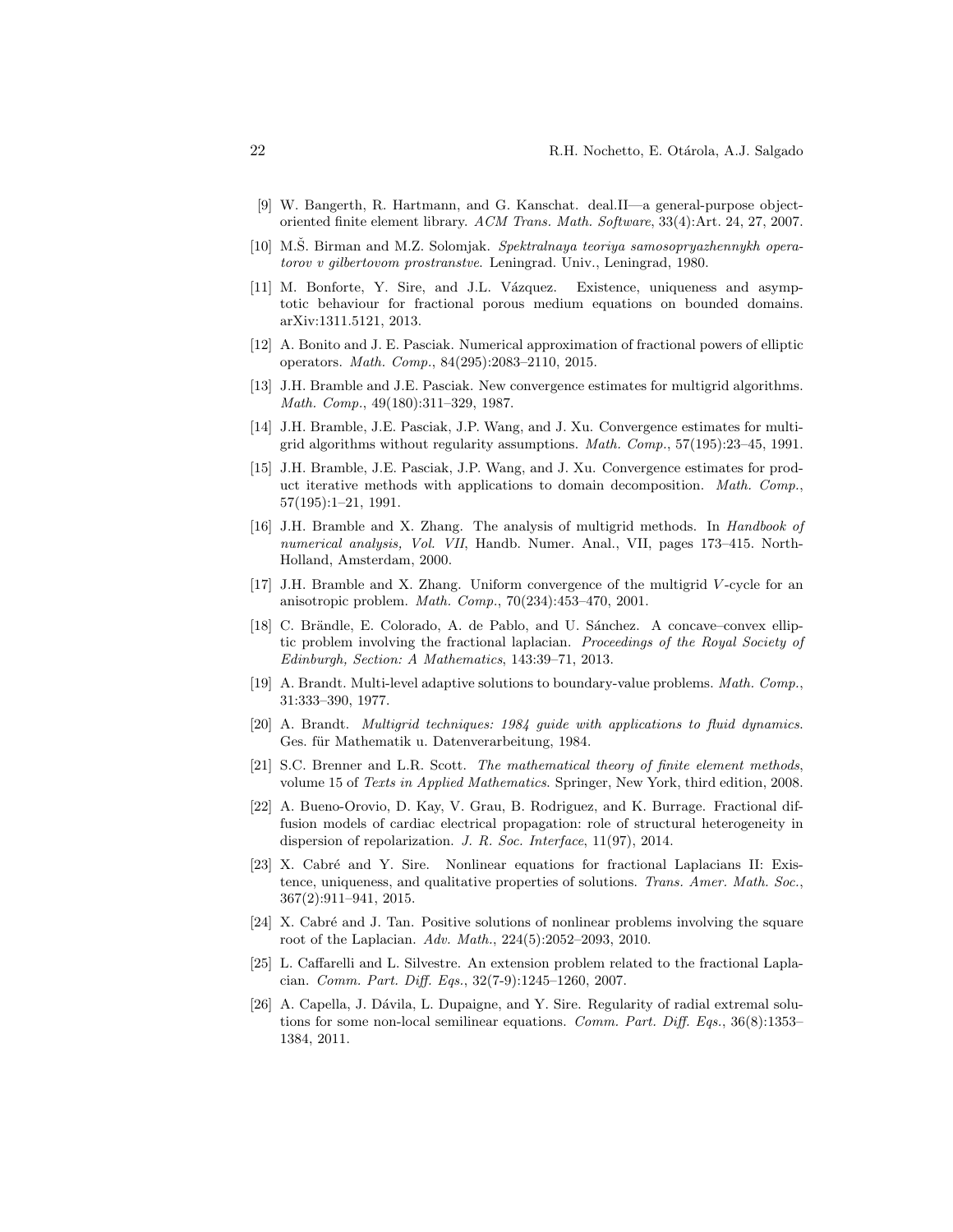[9] W. Bangerth, R. Hartmann, and G. Kanschat. deal.II—a general-purpose object-oriented finite element library. *ACM Trans. Math. Software*, 33(4):Art. 24, 27, 2007.

[10] M.Š. Birman and M.Z. Solomjak. *Spektralnaya teoriya samosopryazhennykh operatorov v gilbertovom prostranstve*. Leningrad. Univ., Leningrad, 1980.

[11] M. Bonforte, Y. Sire, and J.L. Vázquez. Existence, uniqueness and asymptotic behaviour for fractional porous medium equations on bounded domains. arXiv:1311.5121, 2013.

[12] A. Bonito and J. E. Pasciak. Numerical approximation of fractional powers of elliptic operators. *Math. Comp.*, 84(295):2083–2110, 2015.

[13] J.H. Bramble and J.E. Pasciak. New convergence estimates for multigrid algorithms. *Math. Comp.*, 49(180):311–329, 1987.

[14] J.H. Bramble, J.E. Pasciak, J.P. Wang, and J. Xu. Convergence estimates for multigrid algorithms without regularity assumptions. *Math. Comp.*, 57(195):23–45, 1991.

[15] J.H. Bramble, J.E. Pasciak, J.P. Wang, and J. Xu. Convergence estimates for product iterative methods with applications to domain decomposition. *Math. Comp.*, 57(195):1–21, 1991.

[16] J.H. Bramble and X. Zhang. The analysis of multigrid methods. In *Handbook of numerical analysis, Vol. VII*, Handb. Numer. Anal., VII, pages 173–415. North-Holland, Amsterdam, 2000.

[17] J.H. Bramble and X. Zhang. Uniform convergence of the multigrid $V$-cycle for an anisotropic problem. *Math. Comp.*, 70(234):453–470, 2001.

[18] C. Brändle, E. Colorado, A. de Pablo, and U. Sánchez. A concave–convex elliptic problem involving the fractional laplacian. *Proceedings of the Royal Society of Edinburgh, Section: A Mathematics*, 143:39–71, 2013.

[19] A. Brandt. Multi-level adaptive solutions to boundary-value problems. *Math. Comp.*, 31:333–390, 1977.

[20] A. Brandt. *Multigrid techniques: 1984 guide with applications to fluid dynamics*. Ges. für Mathematik u. Datenverarbeitung, 1984.

[21] S.C. Brenner and L.R. Scott. *The mathematical theory of finite element methods*, volume 15 of *Texts in Applied Mathematics*. Springer, New York, third edition, 2008.

[22] A. Bueno-Orovio, D. Kay, V. Grau, B. Rodriguez, and K. Burrage. Fractional diffusion models of cardiac electrical propagation: role of structural heterogeneity in dispersion of repolarization. *J. R. Soc. Interface*, 11(97), 2014.

[23] X. Cabré and Y. Sire. Nonlinear equations for fractional Laplacians II: Existence, uniqueness, and qualitative properties of solutions. *Trans. Amer. Math. Soc.*, 367(2):911–941, 2015.

[24] X. Cabré and J. Tan. Positive solutions of nonlinear problems involving the square root of the Laplacian. *Adv. Math.*, 224(5):2052–2093, 2010.

[25] L. Caffarelli and L. Silvestre. An extension problem related to the fractional Laplacian. *Comm. Part. Diff. Eqs.*, 32(7-9):1245–1260, 2007.

[26] A. Capella, J. Dávila, L. Dupaigne, and Y. Sire. Regularity of radial extremal solutions for some non-local semilinear equations. *Comm. Part. Diff. Eqs.*, 36(8):1353–1384, 2011.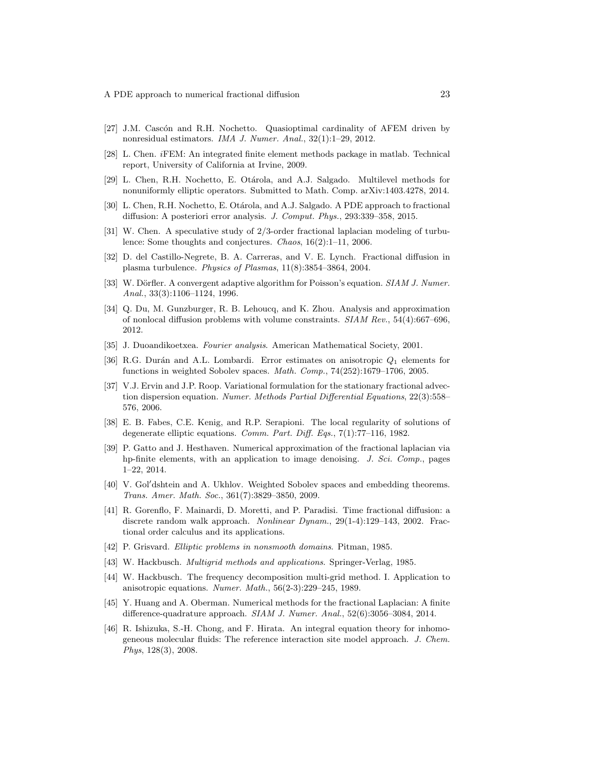[27] J.M. Cascón and R.H. Nochetto. Quasioptimal cardinality of AFEM driven by nonresidual estimators. *IMA J. Numer. Anal.*, 32(1):1–29, 2012.

[28] L. Chen. *i*FEM: An integrated finite element methods package in matlab. Technical report, University of California at Irvine, 2009.

[29] L. Chen, R.H. Nochetto, E. Otárola, and A.J. Salgado. Multilevel methods for nonuniformly elliptic operators. Submitted to Math. Comp. arXiv:1403.4278, 2014.

[30] L. Chen, R.H. Nochetto, E. Otárola, and A.J. Salgado. A PDE approach to fractional diffusion: A posteriori error analysis. *J. Comput. Phys.*, 293:339–358, 2015.

[31] W. Chen. A speculative study of 2/3-order fractional laplacian modeling of turbulence: Some thoughts and conjectures. *Chaos*, 16(2):1–11, 2006.

[32] D. del Castillo-Negrete, B. A. Carreras, and V. E. Lynch. Fractional diffusion in plasma turbulence. *Physics of Plasmas*, 11(8):3854–3864, 2004.

[33] W. Dörfler. A convergent adaptive algorithm for Poisson's equation. *SIAM J. Numer. Anal.*, 33(3):1106–1124, 1996.

[34] Q. Du, M. Gunzburger, R. B. Lehoucq, and K. Zhou. Analysis and approximation of nonlocal diffusion problems with volume constraints. *SIAM Rev.*, 54(4):667–696, 2012.

[35] J. Duoandikoetxea. *Fourier analysis*. American Mathematical Society, 2001.

[36] R.G. Durán and A.L. Lombardi. Error estimates on anisotropic $Q_1$ elements for functions in weighted Sobolev spaces. *Math. Comp.*, 74(252):1679–1706, 2005.

[37] V.J. Ervin and J.P. Roop. Variational formulation for the stationary fractional advection dispersion equation. *Numer. Methods Partial Differential Equations*, 22(3):558–576, 2006.

[38] E. B. Fabes, C.E. Kenig, and R.P. Serapioni. The local regularity of solutions of degenerate elliptic equations. *Comm. Part. Diff. Eqs.*, 7(1):77–116, 1982.

[39] P. Gatto and J. Hesthaven. Numerical approximation of the fractional laplacian via hp-finite elements, with an application to image denoising. *J. Sci. Comp.*, pages 1–22, 2014.

[40] V. Gol′dshtein and A. Ukhlov. Weighted Sobolev spaces and embedding theorems. *Trans. Amer. Math. Soc.*, 361(7):3829–3850, 2009.

[41] R. Gorenflo, F. Mainardi, D. Moretti, and P. Paradisi. Time fractional diffusion: a discrete random walk approach. *Nonlinear Dynam.*, 29(1-4):129–143, 2002. Fractional order calculus and its applications.

[42] P. Grisvard. *Elliptic problems in nonsmooth domains*. Pitman, 1985.

[43] W. Hackbusch. *Multigrid methods and applications*. Springer-Verlag, 1985.

[44] W. Hackbusch. The frequency decomposition multi-grid method. I. Application to anisotropic equations. *Numer. Math.*, 56(2-3):229–245, 1989.

[45] Y. Huang and A. Oberman. Numerical methods for the fractional Laplacian: A finite difference-quadrature approach. *SIAM J. Numer. Anal.*, 52(6):3056–3084, 2014.

[46] R. Ishizuka, S.-H. Chong, and F. Hirata. An integral equation theory for inhomogeneous molecular fluids: The reference interaction site model approach. *J. Chem. Phys*, 128(3), 2008.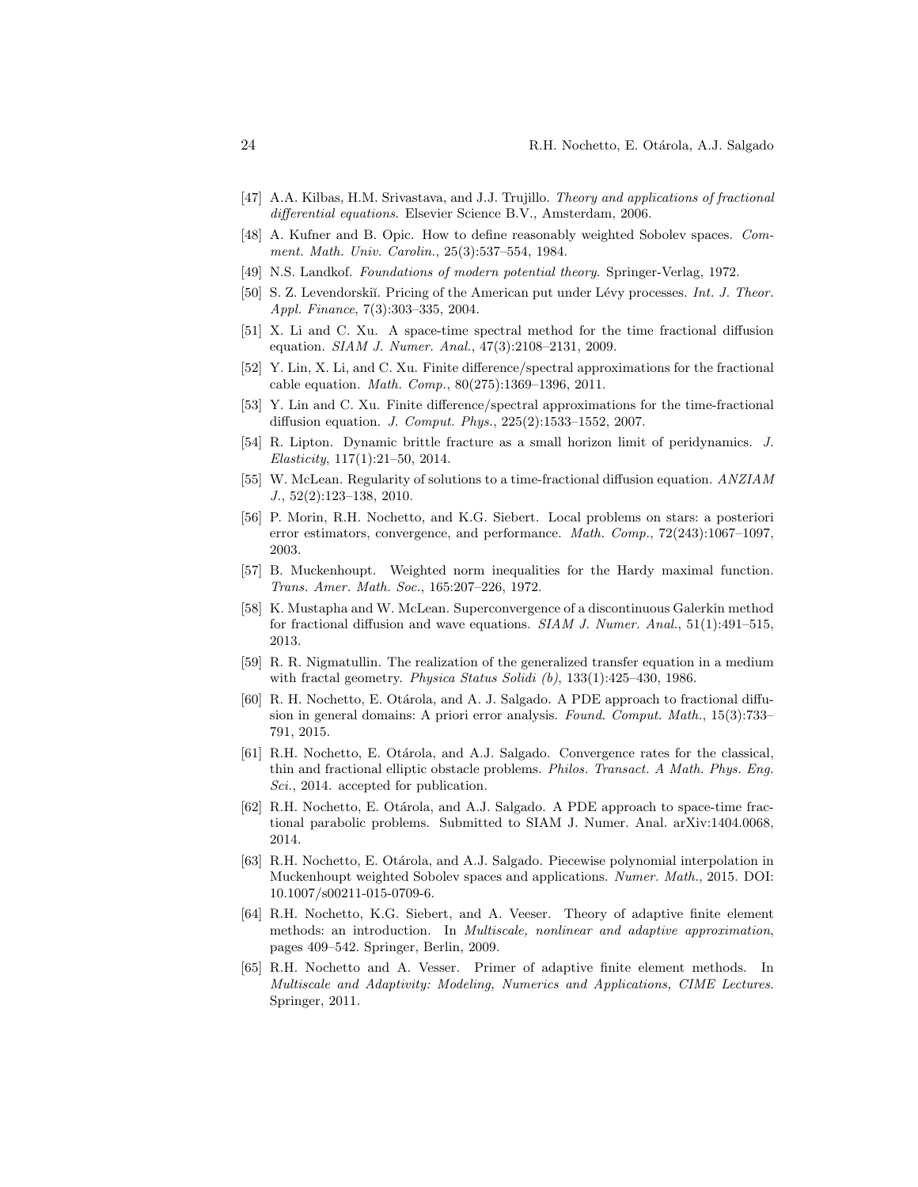[47] A.A. Kilbas, H.M. Srivastava, and J.J. Trujillo. *Theory and applications of fractional differential equations*. Elsevier Science B.V., Amsterdam, 2006.

[48] A. Kufner and B. Opic. How to define reasonably weighted Sobolev spaces. *Comment. Math. Univ. Carolin.*, 25(3):537–554, 1984.

[49] N.S. Landkof. *Foundations of modern potential theory*. Springer-Verlag, 1972.

[50] S. Z. Levendorskiĭ. Pricing of the American put under Lévy processes. *Int. J. Theor. Appl. Finance*, 7(3):303–335, 2004.

[51] X. Li and C. Xu. A space-time spectral method for the time fractional diffusion equation. *SIAM J. Numer. Anal.*, 47(3):2108–2131, 2009.

[52] Y. Lin, X. Li, and C. Xu. Finite difference/spectral approximations for the fractional cable equation. *Math. Comp.*, 80(275):1369–1396, 2011.

[53] Y. Lin and C. Xu. Finite difference/spectral approximations for the time-fractional diffusion equation. *J. Comput. Phys.*, 225(2):1533–1552, 2007.

[54] R. Lipton. Dynamic brittle fracture as a small horizon limit of peridynamics. *J. Elasticity*, 117(1):21–50, 2014.

[55] W. McLean. Regularity of solutions to a time-fractional diffusion equation. *ANZIAM J.*, 52(2):123–138, 2010.

[56] P. Morin, R.H. Nochetto, and K.G. Siebert. Local problems on stars: a posteriori error estimators, convergence, and performance. *Math. Comp.*, 72(243):1067–1097, 2003.

[57] B. Muckenhoupt. Weighted norm inequalities for the Hardy maximal function. *Trans. Amer. Math. Soc.*, 165:207–226, 1972.

[58] K. Mustapha and W. McLean. Superconvergence of a discontinuous Galerkin method for fractional diffusion and wave equations. *SIAM J. Numer. Anal.*, 51(1):491–515, 2013.

[59] R. R. Nigmatullin. The realization of the generalized transfer equation in a medium with fractal geometry. *Physica Status Solidi (b)*, 133(1):425–430, 1986.

[60] R. H. Nochetto, E. Otárola, and A. J. Salgado. A PDE approach to fractional diffusion in general domains: A priori error analysis. *Found. Comput. Math.*, 15(3):733–791, 2015.

[61] R.H. Nochetto, E. Otárola, and A.J. Salgado. Convergence rates for the classical, thin and fractional elliptic obstacle problems. *Philos. Transact. A Math. Phys. Eng. Sci.*, 2014. accepted for publication.

[62] R.H. Nochetto, E. Otárola, and A.J. Salgado. A PDE approach to space-time fractional parabolic problems. Submitted to SIAM J. Numer. Anal. arXiv:1404.0068, 2014.

[63] R.H. Nochetto, E. Otárola, and A.J. Salgado. Piecewise polynomial interpolation in Muckenhoupt weighted Sobolev spaces and applications. *Numer. Math.*, 2015. DOI: 10.1007/s00211-015-0709-6.

[64] R.H. Nochetto, K.G. Siebert, and A. Veeser. Theory of adaptive finite element methods: an introduction. In *Multiscale, nonlinear and adaptive approximation*, pages 409–542. Springer, Berlin, 2009.

[65] R.H. Nochetto and A. Vesser. Primer of adaptive finite element methods. In *Multiscale and Adaptivity: Modeling, Numerics and Applications, CIME Lectures*. Springer, 2011.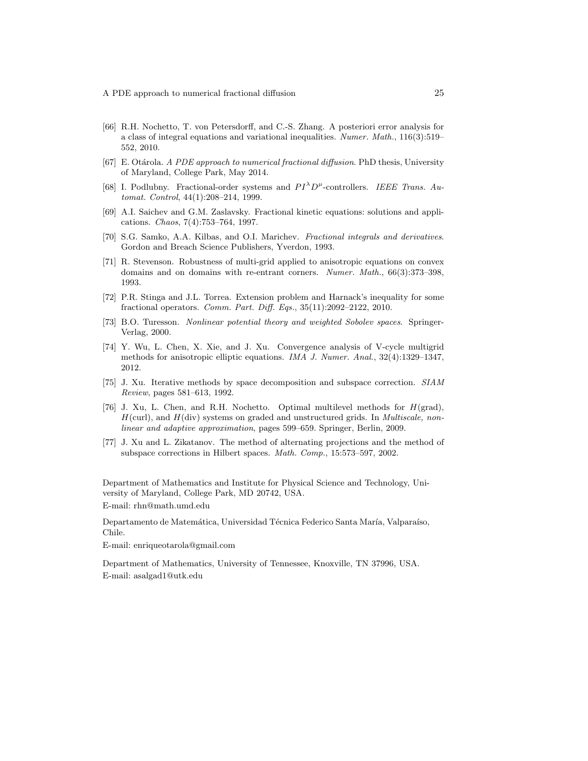[66] R.H. Nochetto, T. von Petersdorff, and C.-S. Zhang. A posteriori error analysis for a class of integral equations and variational inequalities. *Numer. Math.*, 116(3):519–552, 2010.

[67] E. Otárola. *A PDE approach to numerical fractional diffusion*. PhD thesis, University of Maryland, College Park, May 2014.

[68] I. Podlubny. Fractional-order systems and $PI^{\lambda}D^{\mu}$-controllers. *IEEE Trans. Automat. Control*, 44(1):208–214, 1999.

[69] A.I. Saichev and G.M. Zaslavsky. Fractional kinetic equations: solutions and applications. *Chaos*, 7(4):753–764, 1997.

[70] S.G. Samko, A.A. Kilbas, and O.I. Marichev. *Fractional integrals and derivatives*. Gordon and Breach Science Publishers, Yverdon, 1993.

[71] R. Stevenson. Robustness of multi-grid applied to anisotropic equations on convex domains and on domains with re-entrant corners. *Numer. Math.*, 66(3):373–398, 1993.

[72] P.R. Stinga and J.L. Torrea. Extension problem and Harnack's inequality for some fractional operators. *Comm. Part. Diff. Eqs.*, 35(11):2092–2122, 2010.

[73] B.O. Turesson. *Nonlinear potential theory and weighted Sobolev spaces*. Springer-Verlag, 2000.

[74] Y. Wu, L. Chen, X. Xie, and J. Xu. Convergence analysis of V-cycle multigrid methods for anisotropic elliptic equations. *IMA J. Numer. Anal.*, 32(4):1329–1347, 2012.

[75] J. Xu. Iterative methods by space decomposition and subspace correction. *SIAM Review*, pages 581–613, 1992.

[76] J. Xu, L. Chen, and R.H. Nochetto. Optimal multilevel methods for $H(\mathrm{grad})$, $H(\mathrm{curl})$, and $H(\mathrm{div})$ systems on graded and unstructured grids. In *Multiscale, nonlinear and adaptive approximation*, pages 599–659. Springer, Berlin, 2009.

[77] J. Xu and L. Zikatanov. The method of alternating projections and the method of subspace corrections in Hilbert spaces. *Math. Comp.*, 15:573–597, 2002.

Department of Mathematics and Institute for Physical Science and Technology, University of Maryland, College Park, MD 20742, USA.

E-mail: rhn@math.umd.edu

Departamento de Matemática, Universidad Técnica Federico Santa María, Valparaíso, Chile.

E-mail: enriqueotarola@gmail.com

Department of Mathematics, University of Tennessee, Knoxville, TN 37996, USA.

E-mail: asalgad1@utk.edu